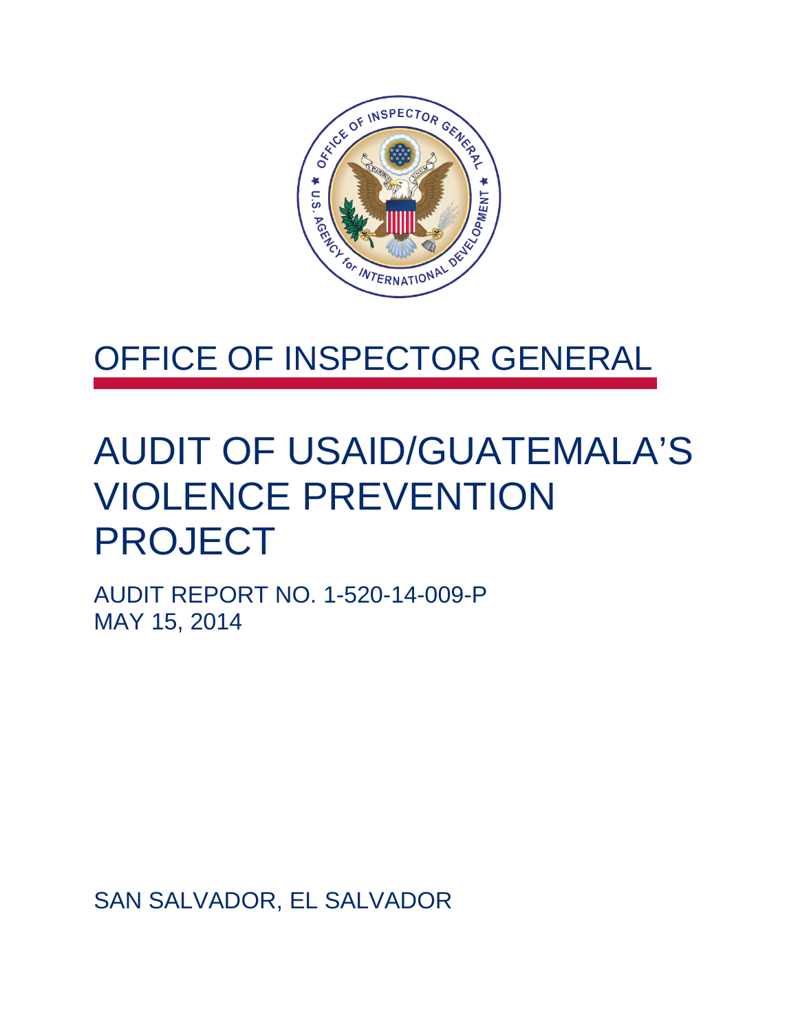# OFFICE OF INSPECTOR GENERAL

# AUDIT OF USAID/GUATEMALA'S VIOLENCE PREVENTION PROJECT

AUDIT REPORT NO. 1-520-14-009-P
MAY 15, 2014

SAN SALVADOR, EL SALVADOR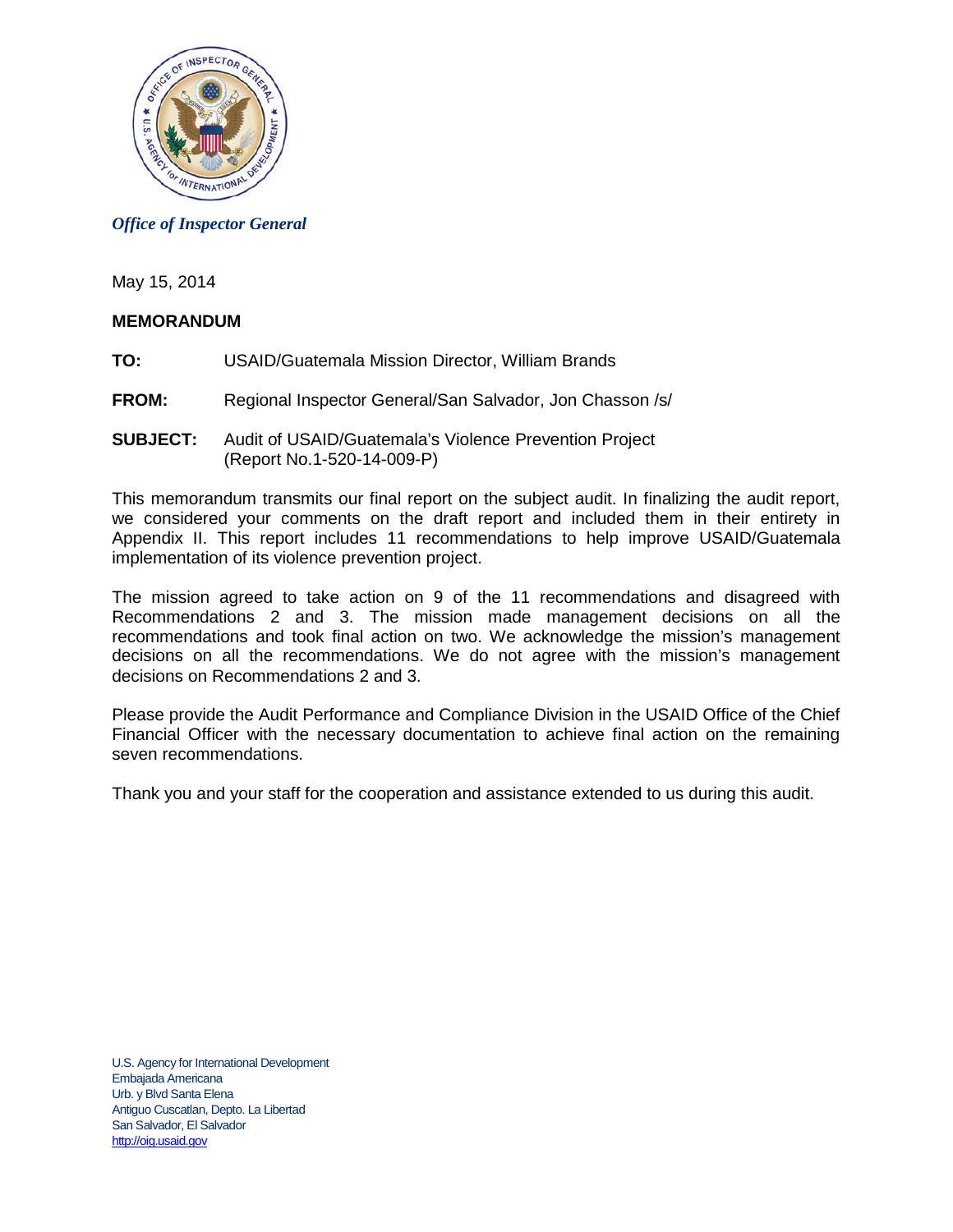*Office of Inspector General*

May 15, 2014

**MEMORANDUM**

**TO:** USAID/Guatemala Mission Director, William Brands

**FROM:** Regional Inspector General/San Salvador, Jon Chasson /s/

**SUBJECT:** Audit of USAID/Guatemala's Violence Prevention Project (Report No.1-520-14-009-P)

This memorandum transmits our final report on the subject audit. In finalizing the audit report, we considered your comments on the draft report and included them in their entirety in Appendix II. This report includes 11 recommendations to help improve USAID/Guatemala implementation of its violence prevention project.

The mission agreed to take action on 9 of the 11 recommendations and disagreed with Recommendations 2 and 3. The mission made management decisions on all the recommendations and took final action on two. We acknowledge the mission's management decisions on all the recommendations. We do not agree with the mission's management decisions on Recommendations 2 and 3.

Please provide the Audit Performance and Compliance Division in the USAID Office of the Chief Financial Officer with the necessary documentation to achieve final action on the remaining seven recommendations.

Thank you and your staff for the cooperation and assistance extended to us during this audit.

U.S. Agency for International Development
Embajada Americana
Urb. y Blvd Santa Elena
Antiguo Cuscatlan, Depto. La Libertad
San Salvador, El Salvador
http://oig.usaid.gov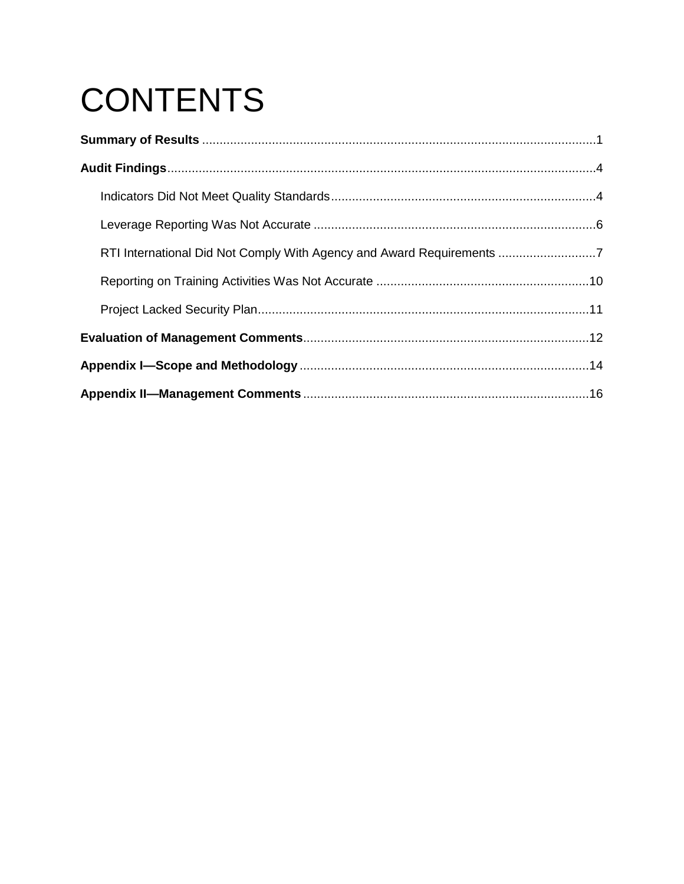# CONTENTS

**Summary of Results** .......... 1

**Audit Findings** .......... 4

- Indicators Did Not Meet Quality Standards .......... 4
- Leverage Reporting Was Not Accurate .......... 6
- RTI International Did Not Comply With Agency and Award Requirements .......... 7
- Reporting on Training Activities Was Not Accurate .......... 10
- Project Lacked Security Plan .......... 11

**Evaluation of Management Comments** .......... 12

**Appendix I—Scope and Methodology** .......... 14

**Appendix II—Management Comments** .......... 16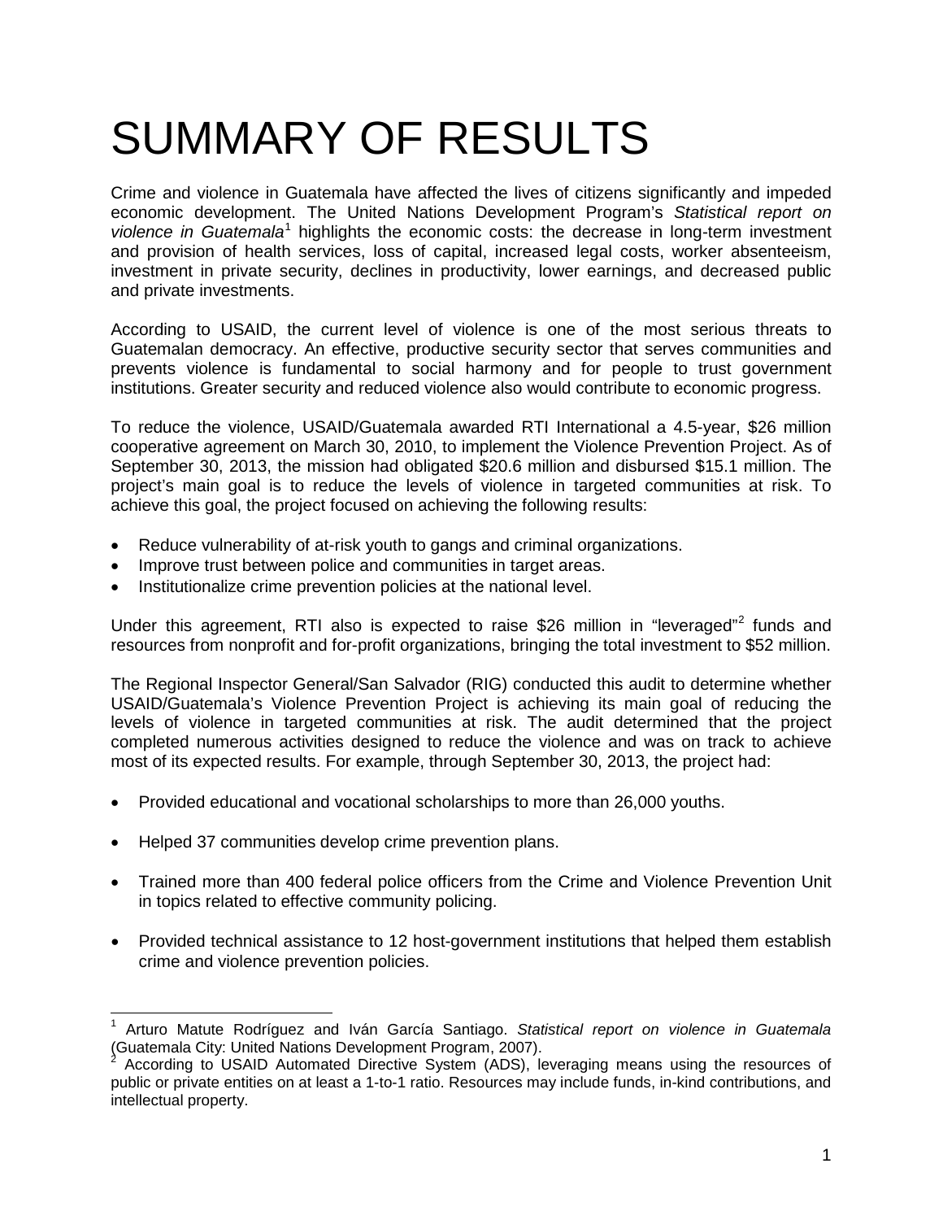# SUMMARY OF RESULTS

Crime and violence in Guatemala have affected the lives of citizens significantly and impeded economic development. The United Nations Development Program's *Statistical report on violence in Guatemala*[1] highlights the economic costs: the decrease in long-term investment and provision of health services, loss of capital, increased legal costs, worker absenteeism, investment in private security, declines in productivity, lower earnings, and decreased public and private investments.

According to USAID, the current level of violence is one of the most serious threats to Guatemalan democracy. An effective, productive security sector that serves communities and prevents violence is fundamental to social harmony and for people to trust government institutions. Greater security and reduced violence also would contribute to economic progress.

To reduce the violence, USAID/Guatemala awarded RTI International a 4.5-year, $26 million cooperative agreement on March 30, 2010, to implement the Violence Prevention Project. As of September 30, 2013, the mission had obligated $20.6 million and disbursed $15.1 million. The project's main goal is to reduce the levels of violence in targeted communities at risk. To achieve this goal, the project focused on achieving the following results:

- Reduce vulnerability of at-risk youth to gangs and criminal organizations.
- Improve trust between police and communities in target areas.
- Institutionalize crime prevention policies at the national level.

Under this agreement, RTI also is expected to raise $26 million in "leveraged"[2] funds and resources from nonprofit and for-profit organizations, bringing the total investment to $52 million.

The Regional Inspector General/San Salvador (RIG) conducted this audit to determine whether USAID/Guatemala's Violence Prevention Project is achieving its main goal of reducing the levels of violence in targeted communities at risk. The audit determined that the project completed numerous activities designed to reduce the violence and was on track to achieve most of its expected results. For example, through September 30, 2013, the project had:

- Provided educational and vocational scholarships to more than 26,000 youths.
- Helped 37 communities develop crime prevention plans.
- Trained more than 400 federal police officers from the Crime and Violence Prevention Unit in topics related to effective community policing.
- Provided technical assistance to 12 host-government institutions that helped them establish crime and violence prevention policies.

---

[1] Arturo Matute Rodríguez and Iván García Santiago. *Statistical report on violence in Guatemala* (Guatemala City: United Nations Development Program, 2007).

[2] According to USAID Automated Directive System (ADS), leveraging means using the resources of public or private entities on at least a 1-to-1 ratio. Resources may include funds, in-kind contributions, and intellectual property.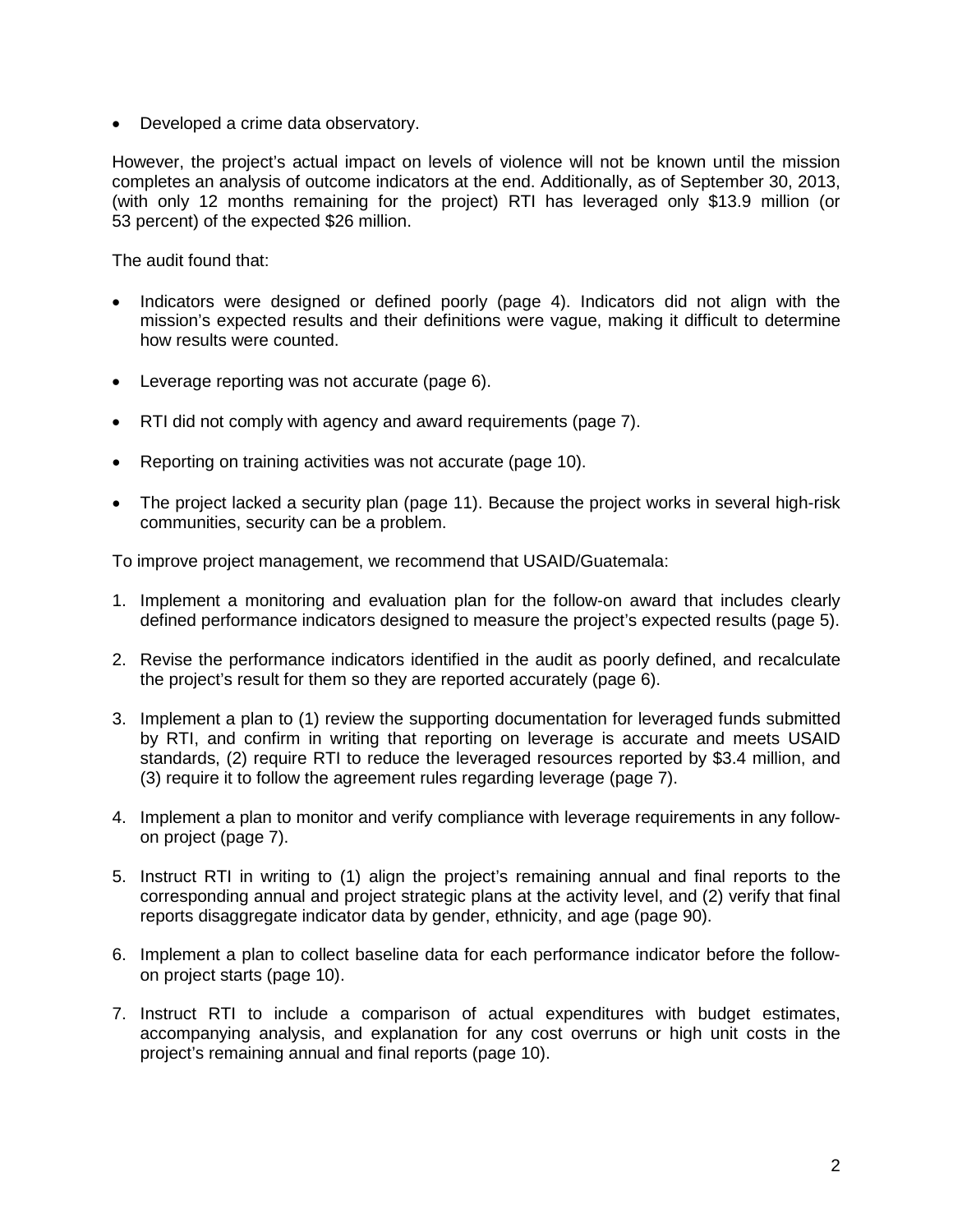- Developed a crime data observatory.

However, the project's actual impact on levels of violence will not be known until the mission completes an analysis of outcome indicators at the end. Additionally, as of September 30, 2013, (with only 12 months remaining for the project) RTI has leveraged only $13.9 million (or 53 percent) of the expected $26 million.

The audit found that:

- Indicators were designed or defined poorly (page 4). Indicators did not align with the mission's expected results and their definitions were vague, making it difficult to determine how results were counted.
- Leverage reporting was not accurate (page 6).
- RTI did not comply with agency and award requirements (page 7).
- Reporting on training activities was not accurate (page 10).
- The project lacked a security plan (page 11). Because the project works in several high-risk communities, security can be a problem.

To improve project management, we recommend that USAID/Guatemala:

1. Implement a monitoring and evaluation plan for the follow-on award that includes clearly defined performance indicators designed to measure the project's expected results (page 5).
2. Revise the performance indicators identified in the audit as poorly defined, and recalculate the project's result for them so they are reported accurately (page 6).
3. Implement a plan to (1) review the supporting documentation for leveraged funds submitted by RTI, and confirm in writing that reporting on leverage is accurate and meets USAID standards, (2) require RTI to reduce the leveraged resources reported by $3.4 million, and (3) require it to follow the agreement rules regarding leverage (page 7).
4. Implement a plan to monitor and verify compliance with leverage requirements in any follow-on project (page 7).
5. Instruct RTI in writing to (1) align the project's remaining annual and final reports to the corresponding annual and project strategic plans at the activity level, and (2) verify that final reports disaggregate indicator data by gender, ethnicity, and age (page 90).
6. Implement a plan to collect baseline data for each performance indicator before the follow-on project starts (page 10).
7. Instruct RTI to include a comparison of actual expenditures with budget estimates, accompanying analysis, and explanation for any cost overruns or high unit costs in the project's remaining annual and final reports (page 10).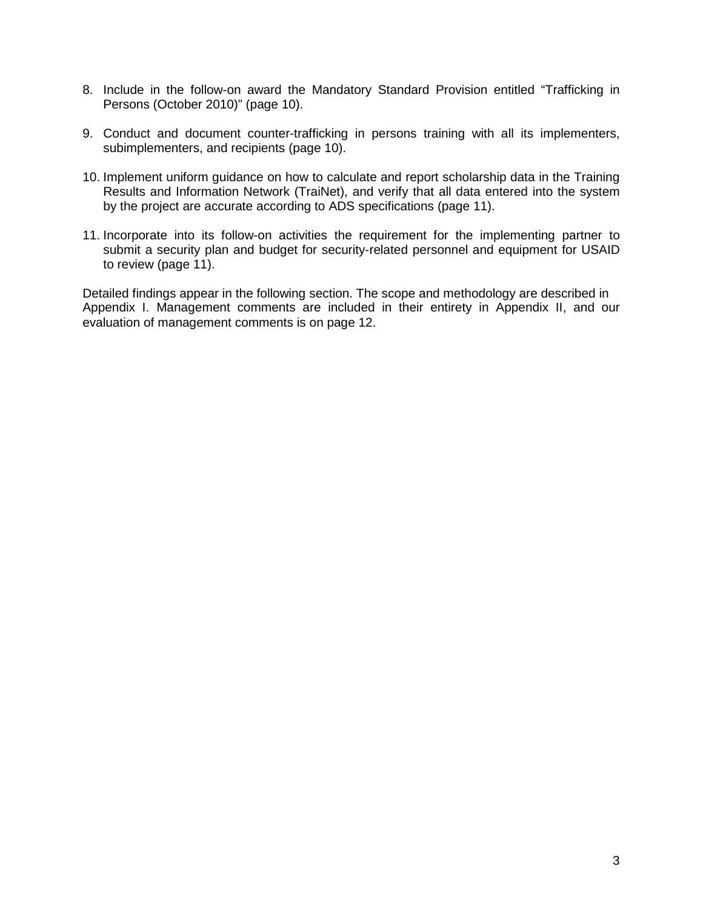8. Include in the follow-on award the Mandatory Standard Provision entitled "Trafficking in Persons (October 2010)" (page 10).

9. Conduct and document counter-trafficking in persons training with all its implementers, subimplementers, and recipients (page 10).

10. Implement uniform guidance on how to calculate and report scholarship data in the Training Results and Information Network (TraiNet), and verify that all data entered into the system by the project are accurate according to ADS specifications (page 11).

11. Incorporate into its follow-on activities the requirement for the implementing partner to submit a security plan and budget for security-related personnel and equipment for USAID to review (page 11).

Detailed findings appear in the following section. The scope and methodology are described in Appendix I. Management comments are included in their entirety in Appendix II, and our evaluation of management comments is on page 12.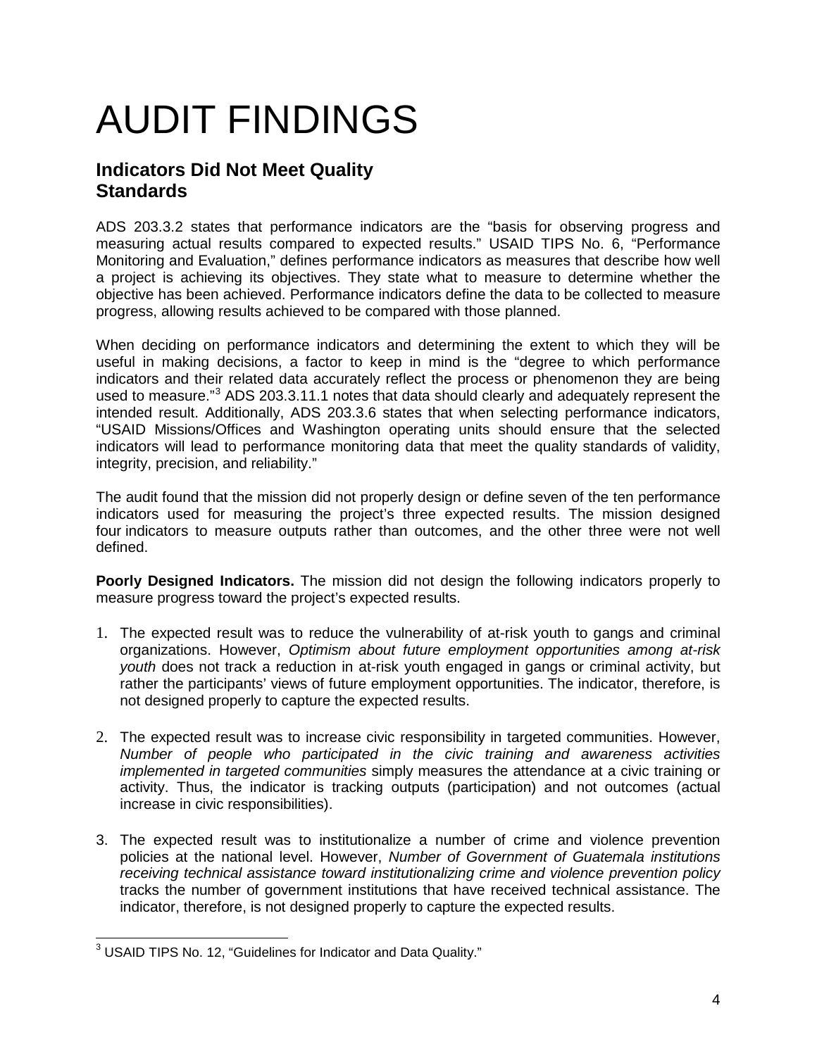# AUDIT FINDINGS

## Indicators Did Not Meet Quality Standards

ADS 203.3.2 states that performance indicators are the "basis for observing progress and measuring actual results compared to expected results." USAID TIPS No. 6, "Performance Monitoring and Evaluation," defines performance indicators as measures that describe how well a project is achieving its objectives. They state what to measure to determine whether the objective has been achieved. Performance indicators define the data to be collected to measure progress, allowing results achieved to be compared with those planned.

When deciding on performance indicators and determining the extent to which they will be useful in making decisions, a factor to keep in mind is the "degree to which performance indicators and their related data accurately reflect the process or phenomenon they are being used to measure."[3] ADS 203.3.11.1 notes that data should clearly and adequately represent the intended result. Additionally, ADS 203.3.6 states that when selecting performance indicators, "USAID Missions/Offices and Washington operating units should ensure that the selected indicators will lead to performance monitoring data that meet the quality standards of validity, integrity, precision, and reliability."

The audit found that the mission did not properly design or define seven of the ten performance indicators used for measuring the project's three expected results. The mission designed four indicators to measure outputs rather than outcomes, and the other three were not well defined.

**Poorly Designed Indicators.** The mission did not design the following indicators properly to measure progress toward the project's expected results.

1. The expected result was to reduce the vulnerability of at-risk youth to gangs and criminal organizations. However, *Optimism about future employment opportunities among at-risk youth* does not track a reduction in at-risk youth engaged in gangs or criminal activity, but rather the participants' views of future employment opportunities. The indicator, therefore, is not designed properly to capture the expected results.

2. The expected result was to increase civic responsibility in targeted communities. However, *Number of people who participated in the civic training and awareness activities implemented in targeted communities* simply measures the attendance at a civic training or activity. Thus, the indicator is tracking outputs (participation) and not outcomes (actual increase in civic responsibilities).

3. The expected result was to institutionalize a number of crime and violence prevention policies at the national level. However, *Number of Government of Guatemala institutions receiving technical assistance toward institutionalizing crime and violence prevention policy* tracks the number of government institutions that have received technical assistance. The indicator, therefore, is not designed properly to capture the expected results.

---

[3] USAID TIPS No. 12, "Guidelines for Indicator and Data Quality."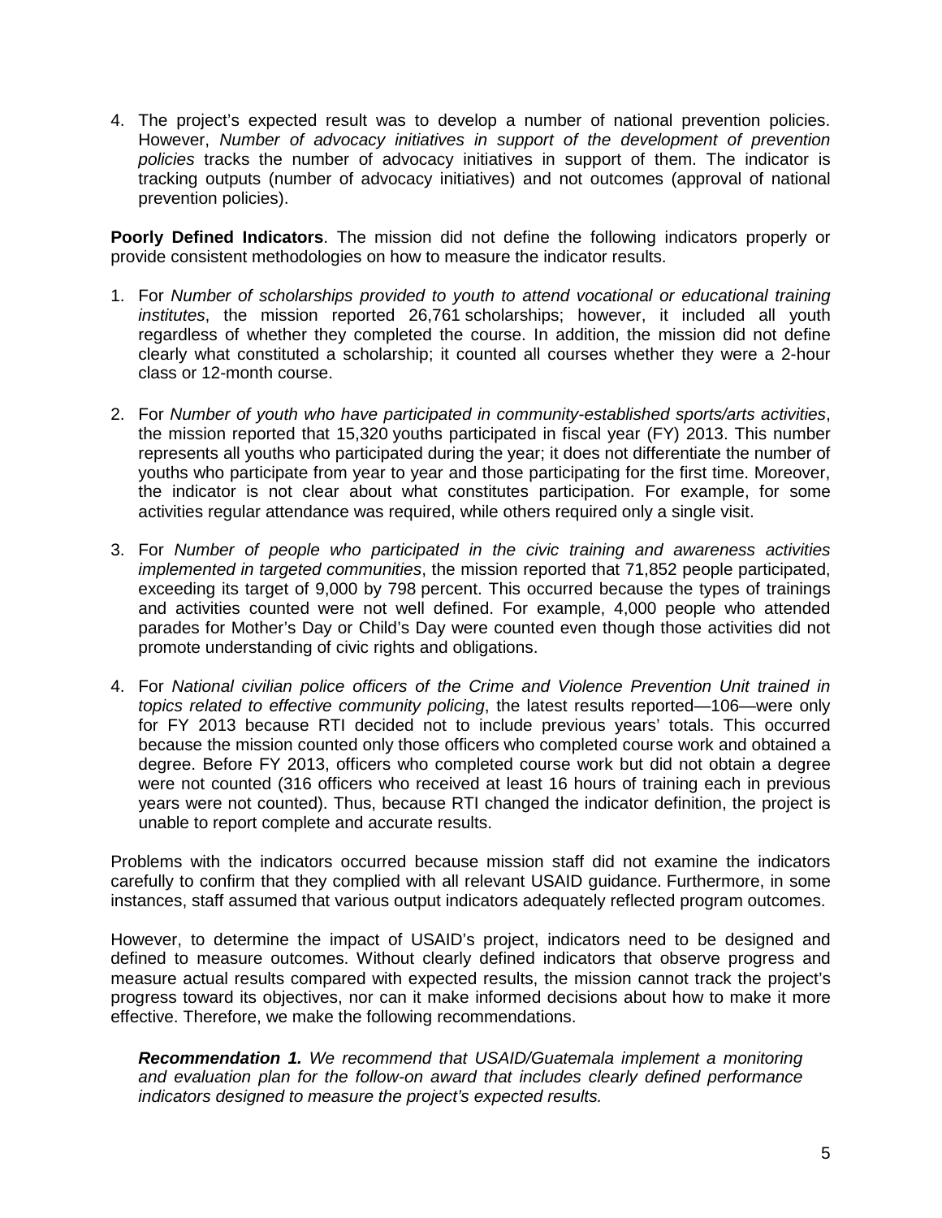4. The project's expected result was to develop a number of national prevention policies. However, *Number of advocacy initiatives in support of the development of prevention policies* tracks the number of advocacy initiatives in support of them. The indicator is tracking outputs (number of advocacy initiatives) and not outcomes (approval of national prevention policies).

**Poorly Defined Indicators**. The mission did not define the following indicators properly or provide consistent methodologies on how to measure the indicator results.

1. For *Number of scholarships provided to youth to attend vocational or educational training institutes*, the mission reported 26,761 scholarships; however, it included all youth regardless of whether they completed the course. In addition, the mission did not define clearly what constituted a scholarship; it counted all courses whether they were a 2-hour class or 12-month course.

2. For *Number of youth who have participated in community-established sports/arts activities*, the mission reported that 15,320 youths participated in fiscal year (FY) 2013. This number represents all youths who participated during the year; it does not differentiate the number of youths who participate from year to year and those participating for the first time. Moreover, the indicator is not clear about what constitutes participation. For example, for some activities regular attendance was required, while others required only a single visit.

3. For *Number of people who participated in the civic training and awareness activities implemented in targeted communities*, the mission reported that 71,852 people participated, exceeding its target of 9,000 by 798 percent. This occurred because the types of trainings and activities counted were not well defined. For example, 4,000 people who attended parades for Mother's Day or Child's Day were counted even though those activities did not promote understanding of civic rights and obligations.

4. For *National civilian police officers of the Crime and Violence Prevention Unit trained in topics related to effective community policing*, the latest results reported—106—were only for FY 2013 because RTI decided not to include previous years' totals. This occurred because the mission counted only those officers who completed course work and obtained a degree. Before FY 2013, officers who completed course work but did not obtain a degree were not counted (316 officers who received at least 16 hours of training each in previous years were not counted). Thus, because RTI changed the indicator definition, the project is unable to report complete and accurate results.

Problems with the indicators occurred because mission staff did not examine the indicators carefully to confirm that they complied with all relevant USAID guidance. Furthermore, in some instances, staff assumed that various output indicators adequately reflected program outcomes.

However, to determine the impact of USAID's project, indicators need to be designed and defined to measure outcomes. Without clearly defined indicators that observe progress and measure actual results compared with expected results, the mission cannot track the project's progress toward its objectives, nor can it make informed decisions about how to make it more effective. Therefore, we make the following recommendations.

> ***Recommendation 1.*** *We recommend that USAID/Guatemala implement a monitoring and evaluation plan for the follow-on award that includes clearly defined performance indicators designed to measure the project's expected results.*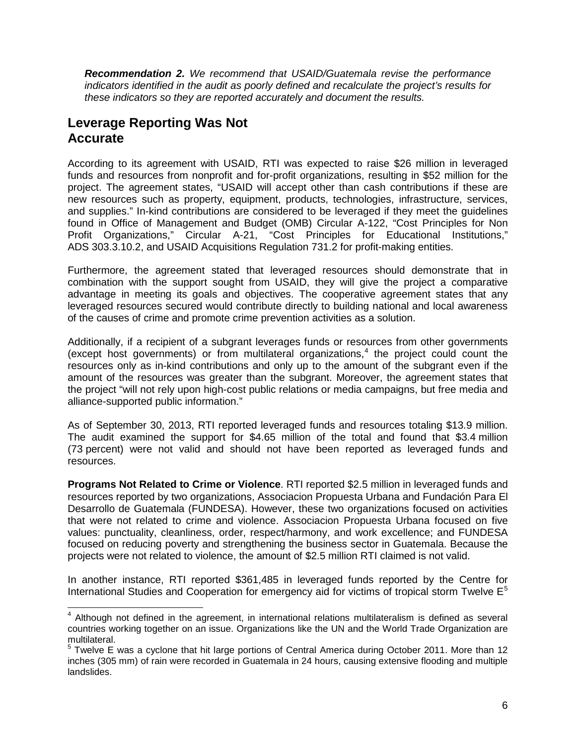***Recommendation 2.*** *We recommend that USAID/Guatemala revise the performance indicators identified in the audit as poorly defined and recalculate the project's results for these indicators so they are reported accurately and document the results.*

## Leverage Reporting Was Not Accurate

According to its agreement with USAID, RTI was expected to raise $26 million in leveraged funds and resources from nonprofit and for-profit organizations, resulting in $52 million for the project. The agreement states, "USAID will accept other than cash contributions if these are new resources such as property, equipment, products, technologies, infrastructure, services, and supplies." In-kind contributions are considered to be leveraged if they meet the guidelines found in Office of Management and Budget (OMB) Circular A-122, "Cost Principles for Non Profit Organizations," Circular A-21, "Cost Principles for Educational Institutions," ADS 303.3.10.2, and USAID Acquisitions Regulation 731.2 for profit-making entities.

Furthermore, the agreement stated that leveraged resources should demonstrate that in combination with the support sought from USAID, they will give the project a comparative advantage in meeting its goals and objectives. The cooperative agreement states that any leveraged resources secured would contribute directly to building national and local awareness of the causes of crime and promote crime prevention activities as a solution.

Additionally, if a recipient of a subgrant leverages funds or resources from other governments (except host governments) or from multilateral organizations,[4] the project could count the resources only as in-kind contributions and only up to the amount of the subgrant even if the amount of the resources was greater than the subgrant. Moreover, the agreement states that the project "will not rely upon high-cost public relations or media campaigns, but free media and alliance-supported public information."

As of September 30, 2013, RTI reported leveraged funds and resources totaling $13.9 million. The audit examined the support for $4.65 million of the total and found that $3.4 million (73 percent) were not valid and should not have been reported as leveraged funds and resources.

**Programs Not Related to Crime or Violence**. RTI reported $2.5 million in leveraged funds and resources reported by two organizations, Associacion Propuesta Urbana and Fundación Para El Desarrollo de Guatemala (FUNDESA). However, these two organizations focused on activities that were not related to crime and violence. Associacion Propuesta Urbana focused on five values: punctuality, cleanliness, order, respect/harmony, and work excellence; and FUNDESA focused on reducing poverty and strengthening the business sector in Guatemala. Because the projects were not related to violence, the amount of $2.5 million RTI claimed is not valid.

In another instance, RTI reported $361,485 in leveraged funds reported by the Centre for International Studies and Cooperation for emergency aid for victims of tropical storm Twelve E[5]

---

[4] Although not defined in the agreement, in international relations multilateralism is defined as several countries working together on an issue. Organizations like the UN and the World Trade Organization are multilateral.

[5] Twelve E was a cyclone that hit large portions of Central America during October 2011. More than 12 inches (305 mm) of rain were recorded in Guatemala in 24 hours, causing extensive flooding and multiple landslides.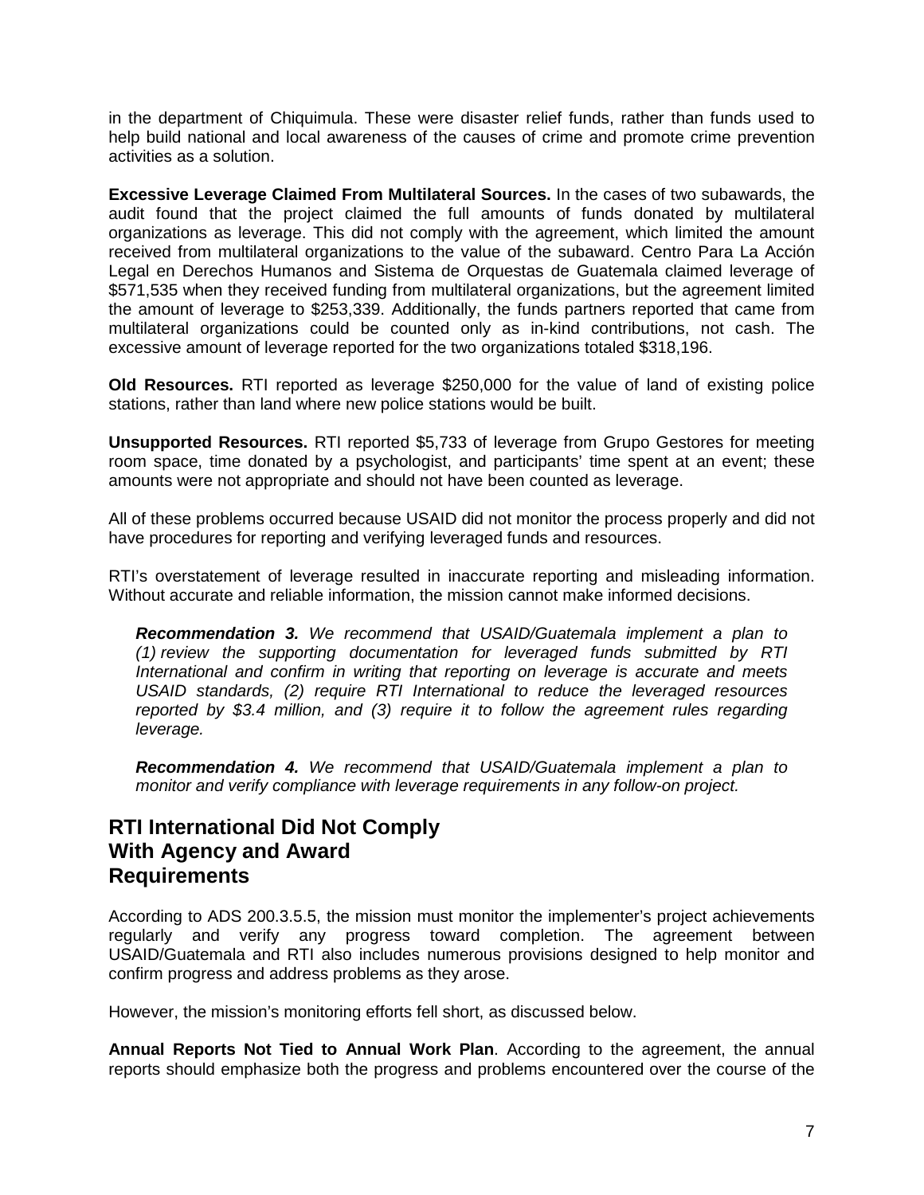in the department of Chiquimula. These were disaster relief funds, rather than funds used to help build national and local awareness of the causes of crime and promote crime prevention activities as a solution.

**Excessive Leverage Claimed From Multilateral Sources.** In the cases of two subawards, the audit found that the project claimed the full amounts of funds donated by multilateral organizations as leverage. This did not comply with the agreement, which limited the amount received from multilateral organizations to the value of the subaward. Centro Para La Acción Legal en Derechos Humanos and Sistema de Orquestas de Guatemala claimed leverage of $571,535 when they received funding from multilateral organizations, but the agreement limited the amount of leverage to $253,339. Additionally, the funds partners reported that came from multilateral organizations could be counted only as in-kind contributions, not cash. The excessive amount of leverage reported for the two organizations totaled $318,196.

**Old Resources.** RTI reported as leverage $250,000 for the value of land of existing police stations, rather than land where new police stations would be built.

**Unsupported Resources.** RTI reported $5,733 of leverage from Grupo Gestores for meeting room space, time donated by a psychologist, and participants' time spent at an event; these amounts were not appropriate and should not have been counted as leverage.

All of these problems occurred because USAID did not monitor the process properly and did not have procedures for reporting and verifying leveraged funds and resources.

RTI's overstatement of leverage resulted in inaccurate reporting and misleading information. Without accurate and reliable information, the mission cannot make informed decisions.

> ***Recommendation 3.*** *We recommend that USAID/Guatemala implement a plan to (1) review the supporting documentation for leveraged funds submitted by RTI International and confirm in writing that reporting on leverage is accurate and meets USAID standards, (2) require RTI International to reduce the leveraged resources reported by $3.4 million, and (3) require it to follow the agreement rules regarding leverage.*

> ***Recommendation 4.*** *We recommend that USAID/Guatemala implement a plan to monitor and verify compliance with leverage requirements in any follow-on project.*

## RTI International Did Not Comply With Agency and Award Requirements

According to ADS 200.3.5.5, the mission must monitor the implementer's project achievements regularly and verify any progress toward completion. The agreement between USAID/Guatemala and RTI also includes numerous provisions designed to help monitor and confirm progress and address problems as they arose.

However, the mission's monitoring efforts fell short, as discussed below.

**Annual Reports Not Tied to Annual Work Plan**. According to the agreement, the annual reports should emphasize both the progress and problems encountered over the course of the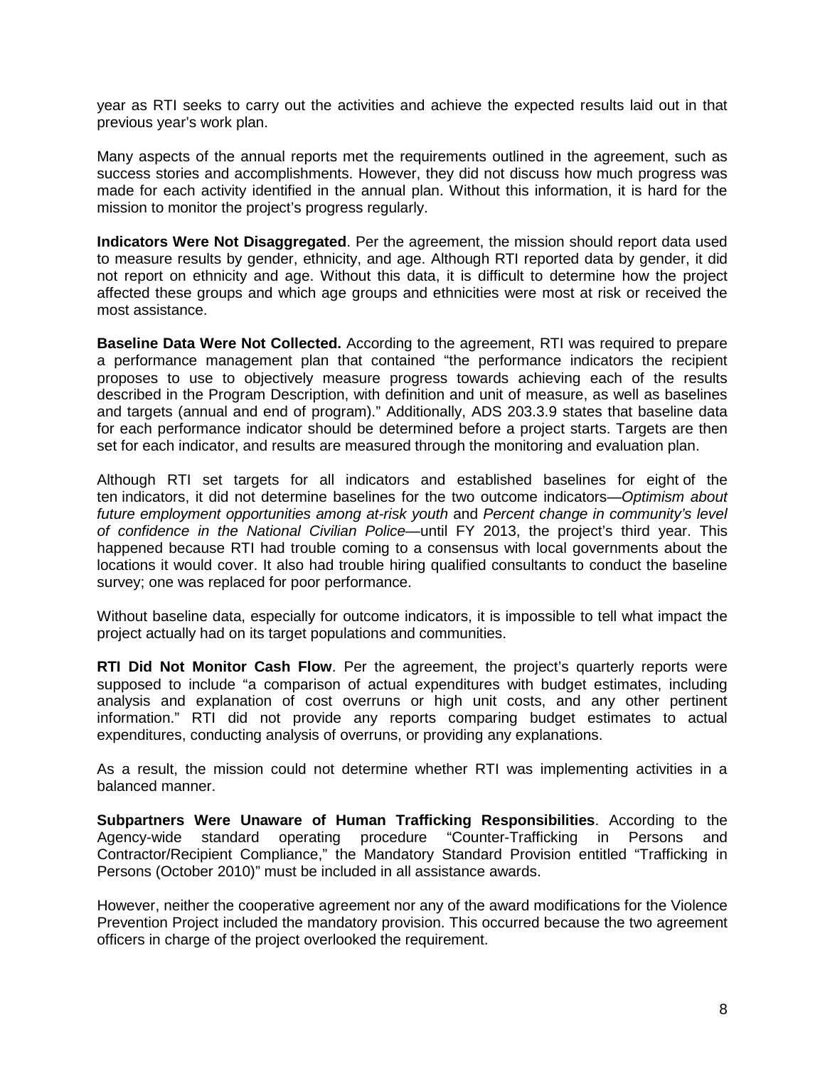year as RTI seeks to carry out the activities and achieve the expected results laid out in that previous year's work plan.

Many aspects of the annual reports met the requirements outlined in the agreement, such as success stories and accomplishments. However, they did not discuss how much progress was made for each activity identified in the annual plan. Without this information, it is hard for the mission to monitor the project's progress regularly.

**Indicators Were Not Disaggregated**. Per the agreement, the mission should report data used to measure results by gender, ethnicity, and age. Although RTI reported data by gender, it did not report on ethnicity and age. Without this data, it is difficult to determine how the project affected these groups and which age groups and ethnicities were most at risk or received the most assistance.

**Baseline Data Were Not Collected.** According to the agreement, RTI was required to prepare a performance management plan that contained "the performance indicators the recipient proposes to use to objectively measure progress towards achieving each of the results described in the Program Description, with definition and unit of measure, as well as baselines and targets (annual and end of program)." Additionally, ADS 203.3.9 states that baseline data for each performance indicator should be determined before a project starts. Targets are then set for each indicator, and results are measured through the monitoring and evaluation plan.

Although RTI set targets for all indicators and established baselines for eight of the ten indicators, it did not determine baselines for the two outcome indicators—*Optimism about future employment opportunities among at-risk youth* and *Percent change in community's level of confidence in the National Civilian Police*—until FY 2013, the project's third year. This happened because RTI had trouble coming to a consensus with local governments about the locations it would cover. It also had trouble hiring qualified consultants to conduct the baseline survey; one was replaced for poor performance.

Without baseline data, especially for outcome indicators, it is impossible to tell what impact the project actually had on its target populations and communities.

**RTI Did Not Monitor Cash Flow**. Per the agreement, the project's quarterly reports were supposed to include "a comparison of actual expenditures with budget estimates, including analysis and explanation of cost overruns or high unit costs, and any other pertinent information." RTI did not provide any reports comparing budget estimates to actual expenditures, conducting analysis of overruns, or providing any explanations.

As a result, the mission could not determine whether RTI was implementing activities in a balanced manner.

**Subpartners Were Unaware of Human Trafficking Responsibilities**. According to the Agency-wide standard operating procedure "Counter-Trafficking in Persons and Contractor/Recipient Compliance," the Mandatory Standard Provision entitled "Trafficking in Persons (October 2010)" must be included in all assistance awards.

However, neither the cooperative agreement nor any of the award modifications for the Violence Prevention Project included the mandatory provision. This occurred because the two agreement officers in charge of the project overlooked the requirement.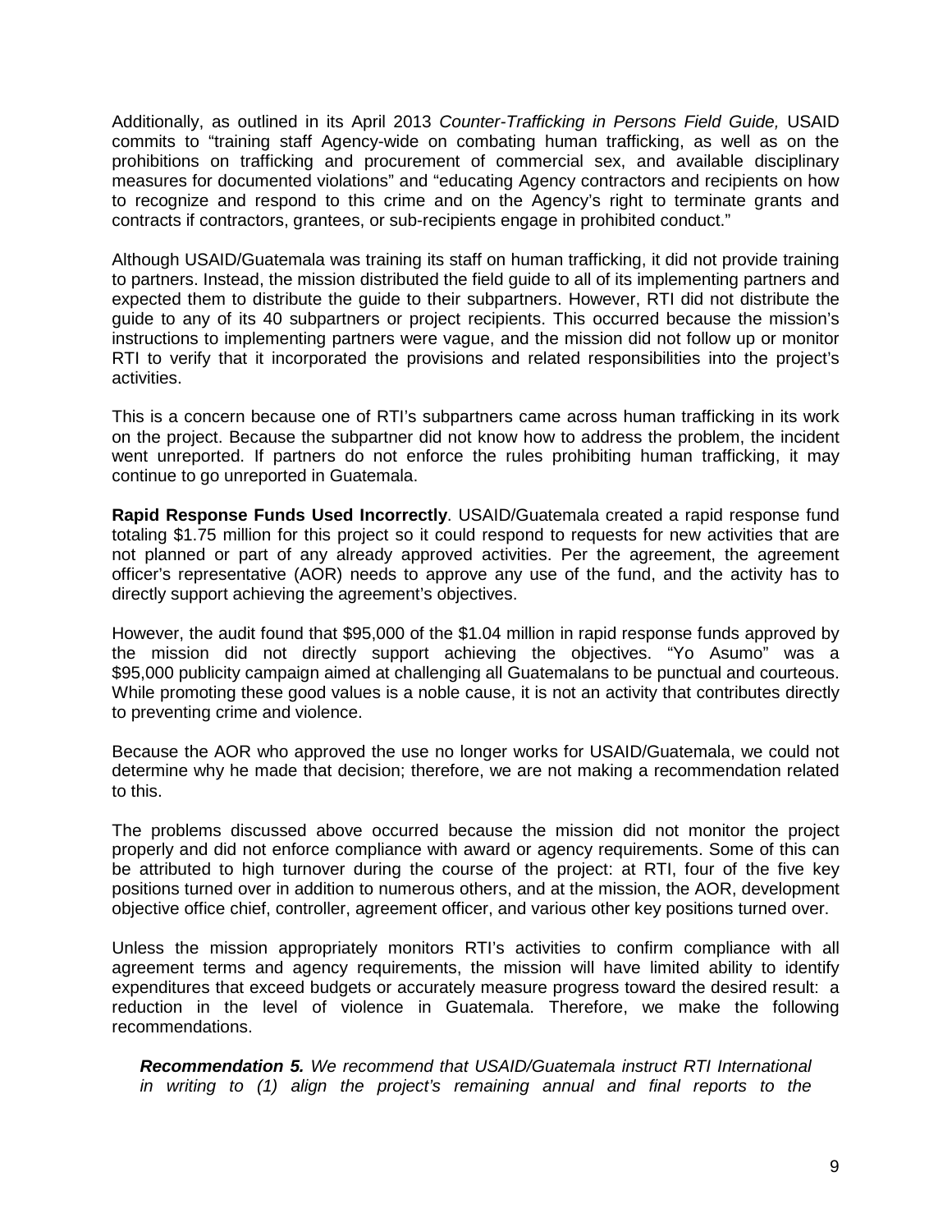Additionally, as outlined in its April 2013 *Counter-Trafficking in Persons Field Guide,* USAID commits to "training staff Agency-wide on combating human trafficking, as well as on the prohibitions on trafficking and procurement of commercial sex, and available disciplinary measures for documented violations" and "educating Agency contractors and recipients on how to recognize and respond to this crime and on the Agency's right to terminate grants and contracts if contractors, grantees, or sub-recipients engage in prohibited conduct."

Although USAID/Guatemala was training its staff on human trafficking, it did not provide training to partners. Instead, the mission distributed the field guide to all of its implementing partners and expected them to distribute the guide to their subpartners. However, RTI did not distribute the guide to any of its 40 subpartners or project recipients. This occurred because the mission's instructions to implementing partners were vague, and the mission did not follow up or monitor RTI to verify that it incorporated the provisions and related responsibilities into the project's activities.

This is a concern because one of RTI's subpartners came across human trafficking in its work on the project. Because the subpartner did not know how to address the problem, the incident went unreported. If partners do not enforce the rules prohibiting human trafficking, it may continue to go unreported in Guatemala.

**Rapid Response Funds Used Incorrectly**. USAID/Guatemala created a rapid response fund totaling $1.75 million for this project so it could respond to requests for new activities that are not planned or part of any already approved activities. Per the agreement, the agreement officer's representative (AOR) needs to approve any use of the fund, and the activity has to directly support achieving the agreement's objectives.

However, the audit found that $95,000 of the $1.04 million in rapid response funds approved by the mission did not directly support achieving the objectives. "Yo Asumo" was a $95,000 publicity campaign aimed at challenging all Guatemalans to be punctual and courteous. While promoting these good values is a noble cause, it is not an activity that contributes directly to preventing crime and violence.

Because the AOR who approved the use no longer works for USAID/Guatemala, we could not determine why he made that decision; therefore, we are not making a recommendation related to this.

The problems discussed above occurred because the mission did not monitor the project properly and did not enforce compliance with award or agency requirements. Some of this can be attributed to high turnover during the course of the project: at RTI, four of the five key positions turned over in addition to numerous others, and at the mission, the AOR, development objective office chief, controller, agreement officer, and various other key positions turned over.

Unless the mission appropriately monitors RTI's activities to confirm compliance with all agreement terms and agency requirements, the mission will have limited ability to identify expenditures that exceed budgets or accurately measure progress toward the desired result: a reduction in the level of violence in Guatemala. Therefore, we make the following recommendations.

***Recommendation 5.*** *We recommend that USAID/Guatemala instruct RTI International in writing to (1) align the project's remaining annual and final reports to the*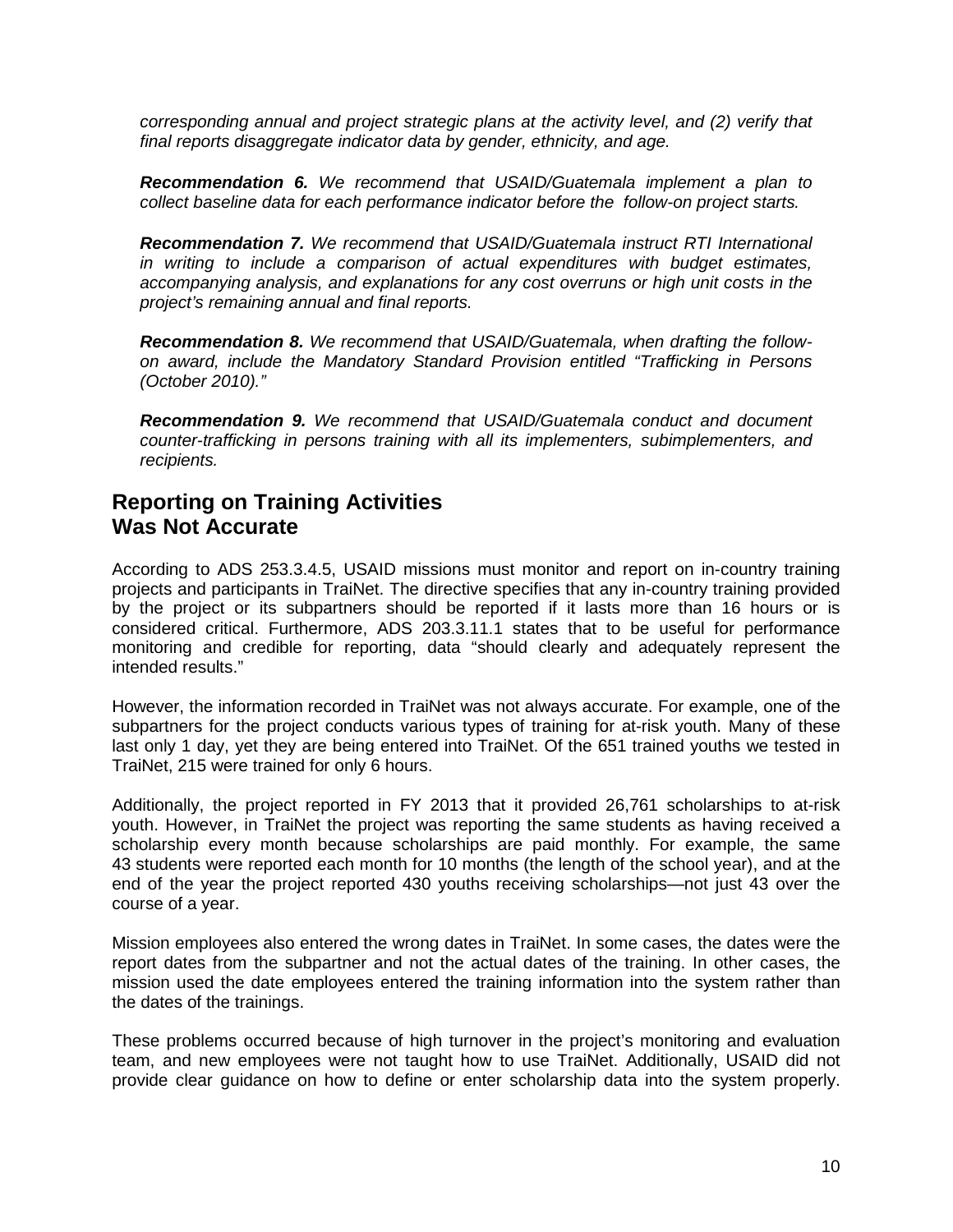*corresponding annual and project strategic plans at the activity level, and (2) verify that final reports disaggregate indicator data by gender, ethnicity, and age.*

***Recommendation 6.*** *We recommend that USAID/Guatemala implement a plan to collect baseline data for each performance indicator before the follow-on project starts.*

***Recommendation 7.*** *We recommend that USAID/Guatemala instruct RTI International in writing to include a comparison of actual expenditures with budget estimates, accompanying analysis, and explanations for any cost overruns or high unit costs in the project's remaining annual and final reports.*

***Recommendation 8.*** *We recommend that USAID/Guatemala, when drafting the follow-on award, include the Mandatory Standard Provision entitled "Trafficking in Persons (October 2010)."*

***Recommendation 9.*** *We recommend that USAID/Guatemala conduct and document counter-trafficking in persons training with all its implementers, subimplementers, and recipients.*

## Reporting on Training Activities Was Not Accurate

According to ADS 253.3.4.5, USAID missions must monitor and report on in-country training projects and participants in TraiNet. The directive specifies that any in-country training provided by the project or its subpartners should be reported if it lasts more than 16 hours or is considered critical. Furthermore, ADS 203.3.11.1 states that to be useful for performance monitoring and credible for reporting, data "should clearly and adequately represent the intended results."

However, the information recorded in TraiNet was not always accurate. For example, one of the subpartners for the project conducts various types of training for at-risk youth. Many of these last only 1 day, yet they are being entered into TraiNet. Of the 651 trained youths we tested in TraiNet, 215 were trained for only 6 hours.

Additionally, the project reported in FY 2013 that it provided 26,761 scholarships to at-risk youth. However, in TraiNet the project was reporting the same students as having received a scholarship every month because scholarships are paid monthly. For example, the same 43 students were reported each month for 10 months (the length of the school year), and at the end of the year the project reported 430 youths receiving scholarships—not just 43 over the course of a year.

Mission employees also entered the wrong dates in TraiNet. In some cases, the dates were the report dates from the subpartner and not the actual dates of the training. In other cases, the mission used the date employees entered the training information into the system rather than the dates of the trainings.

These problems occurred because of high turnover in the project's monitoring and evaluation team, and new employees were not taught how to use TraiNet. Additionally, USAID did not provide clear guidance on how to define or enter scholarship data into the system properly.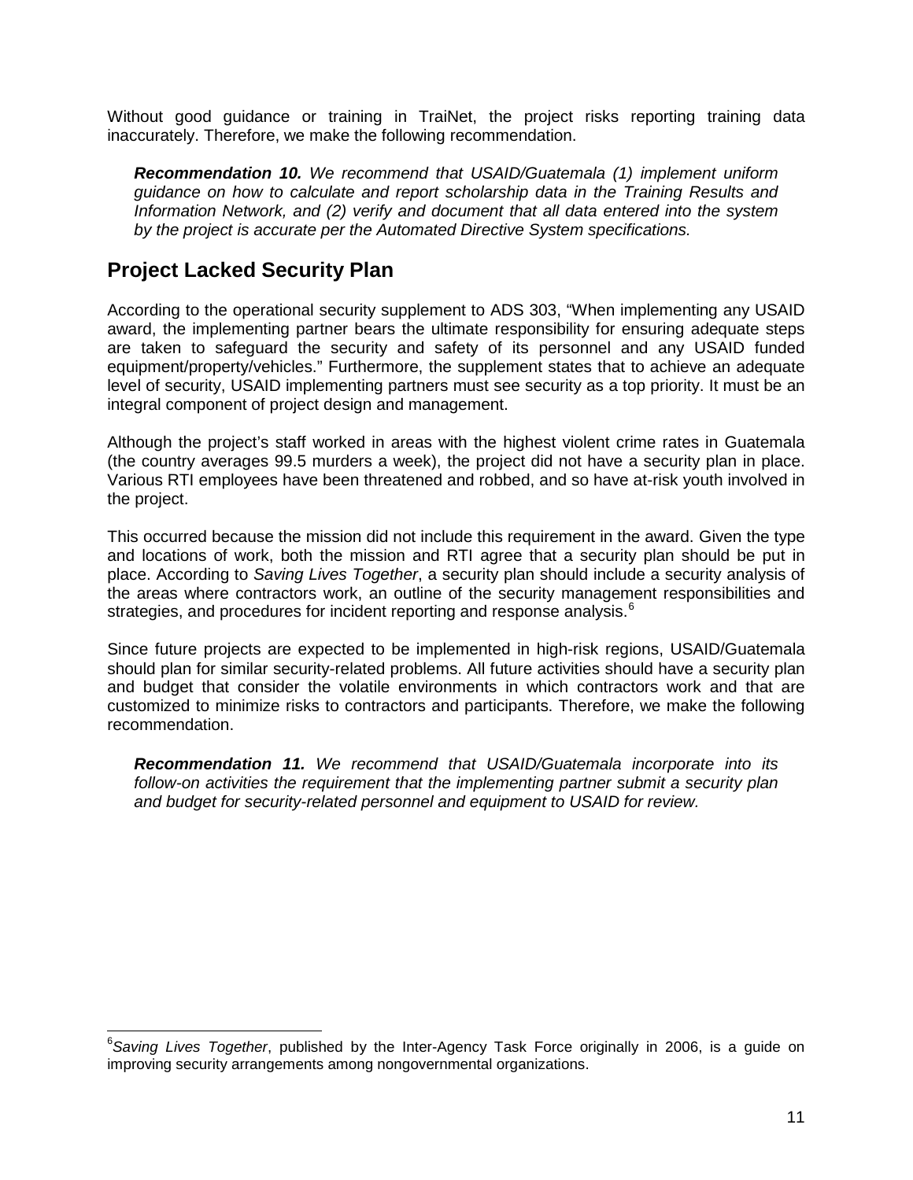Without good guidance or training in TraiNet, the project risks reporting training data inaccurately. Therefore, we make the following recommendation.

> ***Recommendation 10.*** *We recommend that USAID/Guatemala (1) implement uniform guidance on how to calculate and report scholarship data in the Training Results and Information Network, and (2) verify and document that all data entered into the system by the project is accurate per the Automated Directive System specifications.*

## Project Lacked Security Plan

According to the operational security supplement to ADS 303, "When implementing any USAID award, the implementing partner bears the ultimate responsibility for ensuring adequate steps are taken to safeguard the security and safety of its personnel and any USAID funded equipment/property/vehicles." Furthermore, the supplement states that to achieve an adequate level of security, USAID implementing partners must see security as a top priority. It must be an integral component of project design and management.

Although the project's staff worked in areas with the highest violent crime rates in Guatemala (the country averages 99.5 murders a week), the project did not have a security plan in place. Various RTI employees have been threatened and robbed, and so have at-risk youth involved in the project.

This occurred because the mission did not include this requirement in the award. Given the type and locations of work, both the mission and RTI agree that a security plan should be put in place. According to *Saving Lives Together*, a security plan should include a security analysis of the areas where contractors work, an outline of the security management responsibilities and strategies, and procedures for incident reporting and response analysis.[6]

Since future projects are expected to be implemented in high-risk regions, USAID/Guatemala should plan for similar security-related problems. All future activities should have a security plan and budget that consider the volatile environments in which contractors work and that are customized to minimize risks to contractors and participants. Therefore, we make the following recommendation.

> ***Recommendation 11.*** *We recommend that USAID/Guatemala incorporate into its follow-on activities the requirement that the implementing partner submit a security plan and budget for security-related personnel and equipment to USAID for review.*

---

[6] *Saving Lives Together*, published by the Inter-Agency Task Force originally in 2006, is a guide on improving security arrangements among nongovernmental organizations.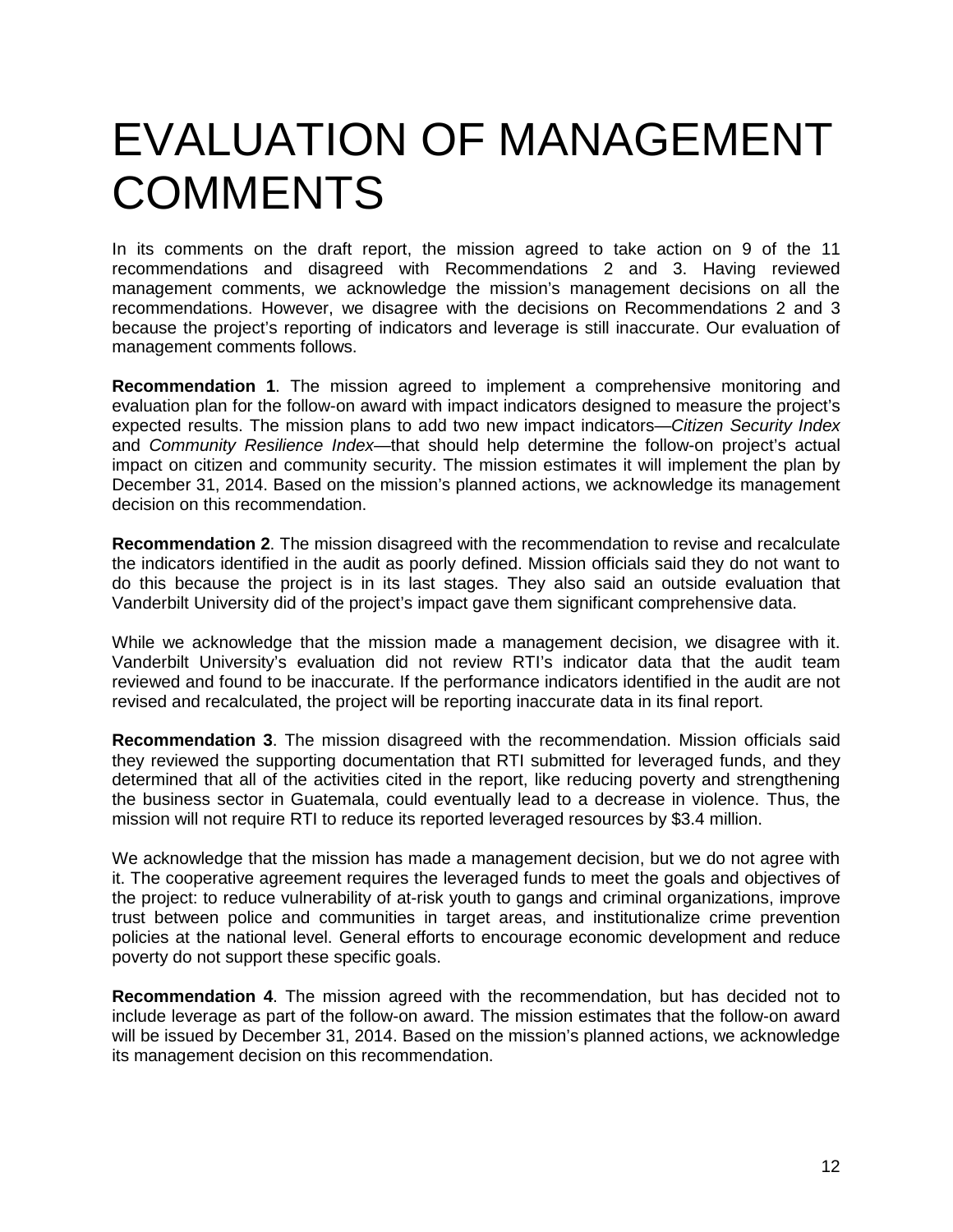# EVALUATION OF MANAGEMENT COMMENTS

In its comments on the draft report, the mission agreed to take action on 9 of the 11 recommendations and disagreed with Recommendations 2 and 3. Having reviewed management comments, we acknowledge the mission's management decisions on all the recommendations. However, we disagree with the decisions on Recommendations 2 and 3 because the project's reporting of indicators and leverage is still inaccurate. Our evaluation of management comments follows.

**Recommendation 1**. The mission agreed to implement a comprehensive monitoring and evaluation plan for the follow-on award with impact indicators designed to measure the project's expected results. The mission plans to add two new impact indicators—*Citizen Security Index* and *Community Resilience Index*—that should help determine the follow-on project's actual impact on citizen and community security. The mission estimates it will implement the plan by December 31, 2014. Based on the mission's planned actions, we acknowledge its management decision on this recommendation.

**Recommendation 2**. The mission disagreed with the recommendation to revise and recalculate the indicators identified in the audit as poorly defined. Mission officials said they do not want to do this because the project is in its last stages. They also said an outside evaluation that Vanderbilt University did of the project's impact gave them significant comprehensive data.

While we acknowledge that the mission made a management decision, we disagree with it. Vanderbilt University's evaluation did not review RTI's indicator data that the audit team reviewed and found to be inaccurate. If the performance indicators identified in the audit are not revised and recalculated, the project will be reporting inaccurate data in its final report.

**Recommendation 3**. The mission disagreed with the recommendation. Mission officials said they reviewed the supporting documentation that RTI submitted for leveraged funds, and they determined that all of the activities cited in the report, like reducing poverty and strengthening the business sector in Guatemala, could eventually lead to a decrease in violence. Thus, the mission will not require RTI to reduce its reported leveraged resources by $3.4 million.

We acknowledge that the mission has made a management decision, but we do not agree with it. The cooperative agreement requires the leveraged funds to meet the goals and objectives of the project: to reduce vulnerability of at-risk youth to gangs and criminal organizations, improve trust between police and communities in target areas, and institutionalize crime prevention policies at the national level. General efforts to encourage economic development and reduce poverty do not support these specific goals.

**Recommendation 4**. The mission agreed with the recommendation, but has decided not to include leverage as part of the follow-on award. The mission estimates that the follow-on award will be issued by December 31, 2014. Based on the mission's planned actions, we acknowledge its management decision on this recommendation.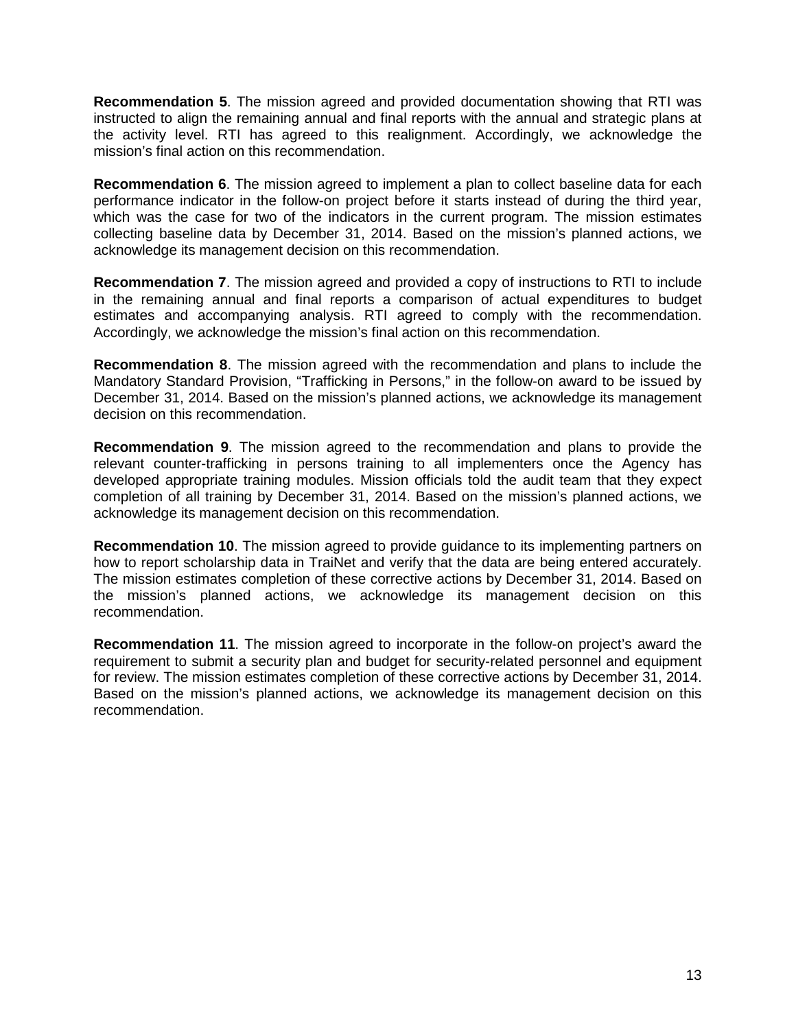**Recommendation 5**. The mission agreed and provided documentation showing that RTI was instructed to align the remaining annual and final reports with the annual and strategic plans at the activity level. RTI has agreed to this realignment. Accordingly, we acknowledge the mission's final action on this recommendation.

**Recommendation 6**. The mission agreed to implement a plan to collect baseline data for each performance indicator in the follow-on project before it starts instead of during the third year, which was the case for two of the indicators in the current program. The mission estimates collecting baseline data by December 31, 2014. Based on the mission's planned actions, we acknowledge its management decision on this recommendation.

**Recommendation 7**. The mission agreed and provided a copy of instructions to RTI to include in the remaining annual and final reports a comparison of actual expenditures to budget estimates and accompanying analysis. RTI agreed to comply with the recommendation. Accordingly, we acknowledge the mission's final action on this recommendation.

**Recommendation 8**. The mission agreed with the recommendation and plans to include the Mandatory Standard Provision, "Trafficking in Persons," in the follow-on award to be issued by December 31, 2014. Based on the mission's planned actions, we acknowledge its management decision on this recommendation.

**Recommendation 9**. The mission agreed to the recommendation and plans to provide the relevant counter-trafficking in persons training to all implementers once the Agency has developed appropriate training modules. Mission officials told the audit team that they expect completion of all training by December 31, 2014. Based on the mission's planned actions, we acknowledge its management decision on this recommendation.

**Recommendation 10**. The mission agreed to provide guidance to its implementing partners on how to report scholarship data in TraiNet and verify that the data are being entered accurately. The mission estimates completion of these corrective actions by December 31, 2014. Based on the mission's planned actions, we acknowledge its management decision on this recommendation.

**Recommendation 11**. The mission agreed to incorporate in the follow-on project's award the requirement to submit a security plan and budget for security-related personnel and equipment for review. The mission estimates completion of these corrective actions by December 31, 2014. Based on the mission's planned actions, we acknowledge its management decision on this recommendation.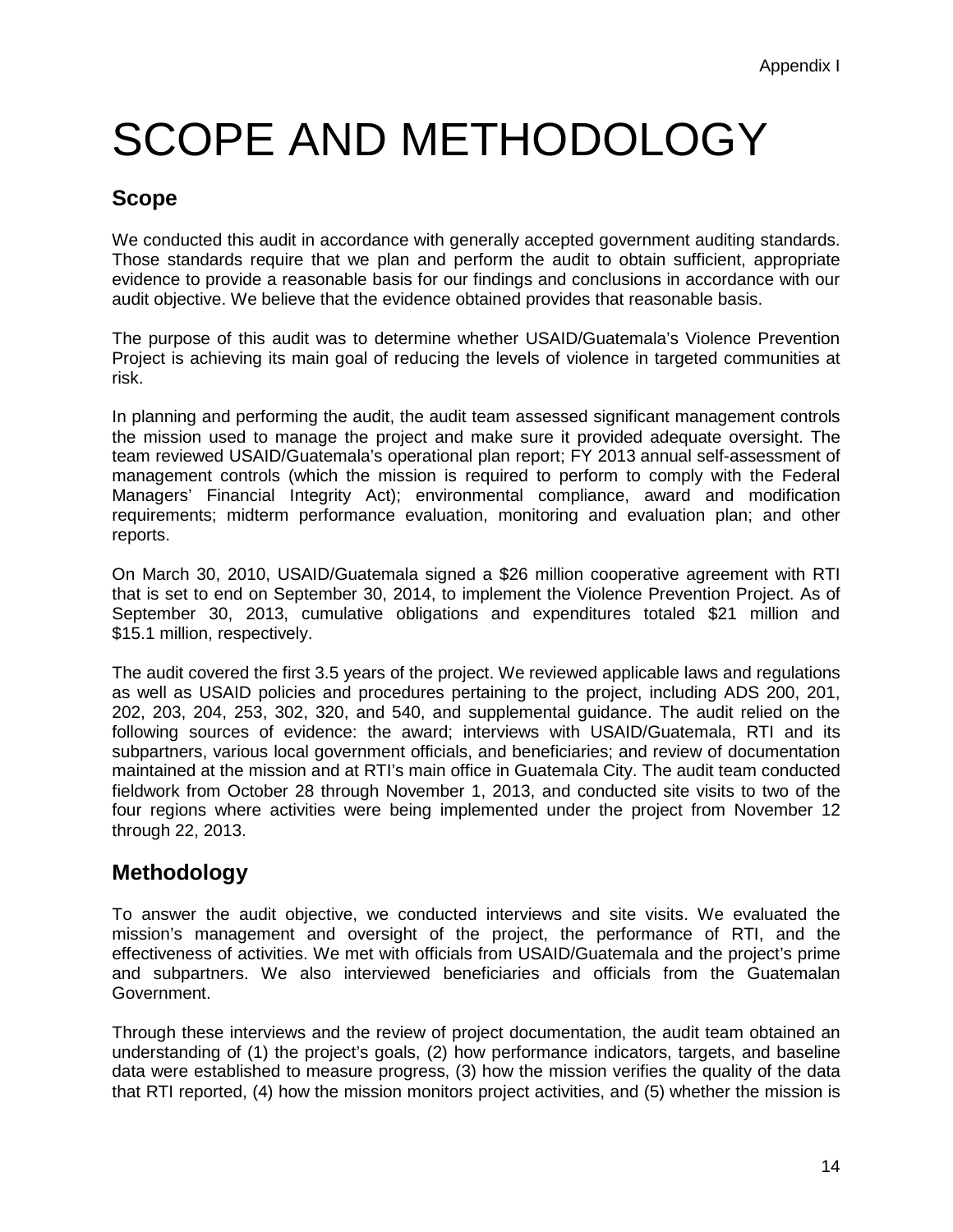Appendix I

# SCOPE AND METHODOLOGY

## Scope

We conducted this audit in accordance with generally accepted government auditing standards. Those standards require that we plan and perform the audit to obtain sufficient, appropriate evidence to provide a reasonable basis for our findings and conclusions in accordance with our audit objective. We believe that the evidence obtained provides that reasonable basis.

The purpose of this audit was to determine whether USAID/Guatemala's Violence Prevention Project is achieving its main goal of reducing the levels of violence in targeted communities at risk.

In planning and performing the audit, the audit team assessed significant management controls the mission used to manage the project and make sure it provided adequate oversight. The team reviewed USAID/Guatemala's operational plan report; FY 2013 annual self-assessment of management controls (which the mission is required to perform to comply with the Federal Managers' Financial Integrity Act); environmental compliance, award and modification requirements; midterm performance evaluation, monitoring and evaluation plan; and other reports.

On March 30, 2010, USAID/Guatemala signed a $26 million cooperative agreement with RTI that is set to end on September 30, 2014, to implement the Violence Prevention Project. As of September 30, 2013, cumulative obligations and expenditures totaled $21 million and $15.1 million, respectively.

The audit covered the first 3.5 years of the project. We reviewed applicable laws and regulations as well as USAID policies and procedures pertaining to the project, including ADS 200, 201, 202, 203, 204, 253, 302, 320, and 540, and supplemental guidance. The audit relied on the following sources of evidence: the award; interviews with USAID/Guatemala, RTI and its subpartners, various local government officials, and beneficiaries; and review of documentation maintained at the mission and at RTI's main office in Guatemala City. The audit team conducted fieldwork from October 28 through November 1, 2013, and conducted site visits to two of the four regions where activities were being implemented under the project from November 12 through 22, 2013.

## Methodology

To answer the audit objective, we conducted interviews and site visits. We evaluated the mission's management and oversight of the project, the performance of RTI, and the effectiveness of activities. We met with officials from USAID/Guatemala and the project's prime and subpartners. We also interviewed beneficiaries and officials from the Guatemalan Government.

Through these interviews and the review of project documentation, the audit team obtained an understanding of (1) the project's goals, (2) how performance indicators, targets, and baseline data were established to measure progress, (3) how the mission verifies the quality of the data that RTI reported, (4) how the mission monitors project activities, and (5) whether the mission is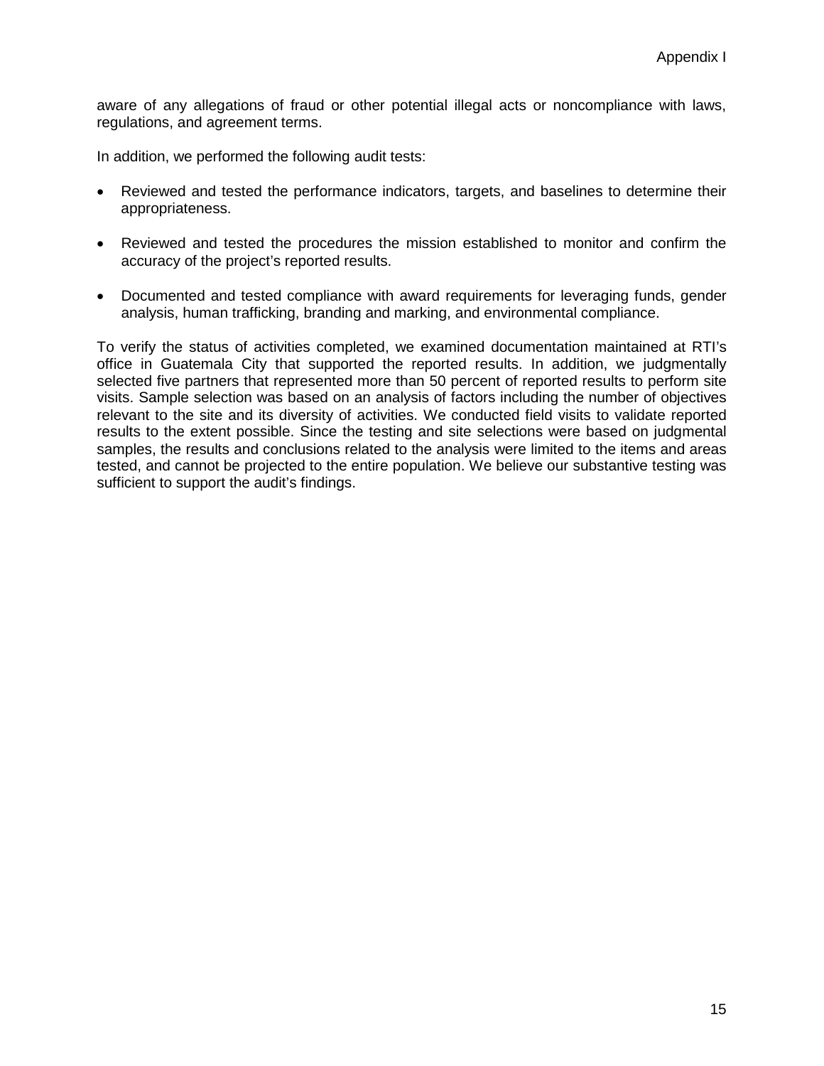aware of any allegations of fraud or other potential illegal acts or noncompliance with laws, regulations, and agreement terms.

In addition, we performed the following audit tests:

- Reviewed and tested the performance indicators, targets, and baselines to determine their appropriateness.
- Reviewed and tested the procedures the mission established to monitor and confirm the accuracy of the project's reported results.
- Documented and tested compliance with award requirements for leveraging funds, gender analysis, human trafficking, branding and marking, and environmental compliance.

To verify the status of activities completed, we examined documentation maintained at RTI's office in Guatemala City that supported the reported results. In addition, we judgmentally selected five partners that represented more than 50 percent of reported results to perform site visits. Sample selection was based on an analysis of factors including the number of objectives relevant to the site and its diversity of activities. We conducted field visits to validate reported results to the extent possible. Since the testing and site selections were based on judgmental samples, the results and conclusions related to the analysis were limited to the items and areas tested, and cannot be projected to the entire population. We believe our substantive testing was sufficient to support the audit's findings.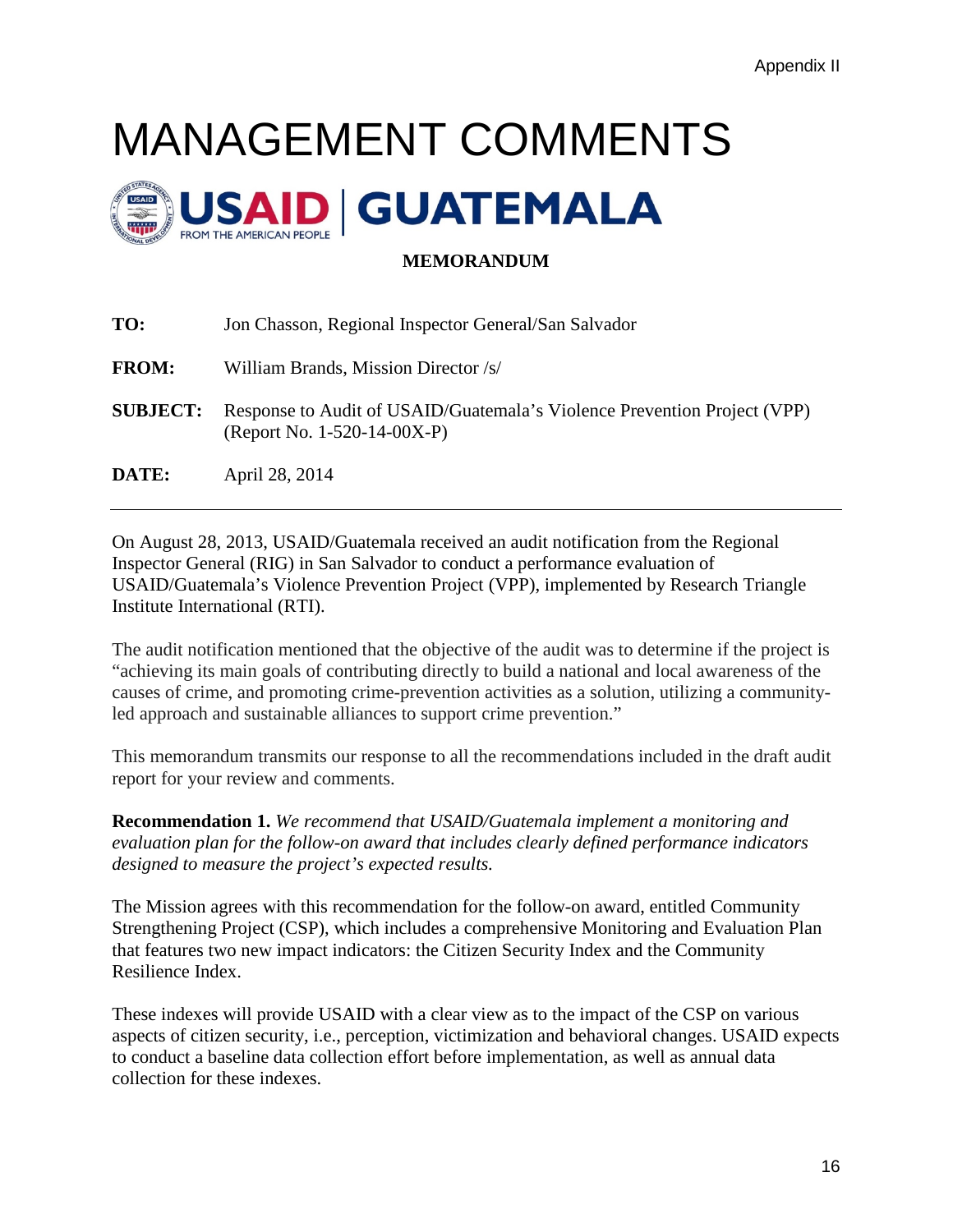# MANAGEMENT COMMENTS

**USAID | GUATEMALA**
FROM THE AMERICAN PEOPLE

**MEMORANDUM**

**TO:** Jon Chasson, Regional Inspector General/San Salvador

**FROM:** William Brands, Mission Director /s/

**SUBJECT:** Response to Audit of USAID/Guatemala's Violence Prevention Project (VPP) (Report No. 1-520-14-00X-P)

**DATE:** April 28, 2014

---

On August 28, 2013, USAID/Guatemala received an audit notification from the Regional Inspector General (RIG) in San Salvador to conduct a performance evaluation of USAID/Guatemala's Violence Prevention Project (VPP), implemented by Research Triangle Institute International (RTI).

The audit notification mentioned that the objective of the audit was to determine if the project is "achieving its main goals of contributing directly to build a national and local awareness of the causes of crime, and promoting crime-prevention activities as a solution, utilizing a community-led approach and sustainable alliances to support crime prevention."

This memorandum transmits our response to all the recommendations included in the draft audit report for your review and comments.

**Recommendation 1.** *We recommend that USAID/Guatemala implement a monitoring and evaluation plan for the follow-on award that includes clearly defined performance indicators designed to measure the project's expected results.*

The Mission agrees with this recommendation for the follow-on award, entitled Community Strengthening Project (CSP), which includes a comprehensive Monitoring and Evaluation Plan that features two new impact indicators: the Citizen Security Index and the Community Resilience Index.

These indexes will provide USAID with a clear view as to the impact of the CSP on various aspects of citizen security, i.e., perception, victimization and behavioral changes. USAID expects to conduct a baseline data collection effort before implementation, as well as annual data collection for these indexes.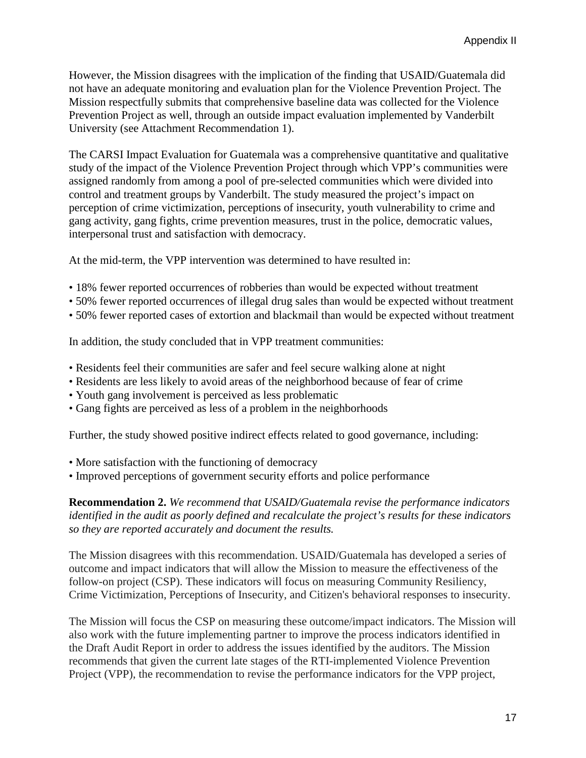However, the Mission disagrees with the implication of the finding that USAID/Guatemala did not have an adequate monitoring and evaluation plan for the Violence Prevention Project. The Mission respectfully submits that comprehensive baseline data was collected for the Violence Prevention Project as well, through an outside impact evaluation implemented by Vanderbilt University (see Attachment Recommendation 1).

The CARSI Impact Evaluation for Guatemala was a comprehensive quantitative and qualitative study of the impact of the Violence Prevention Project through which VPP's communities were assigned randomly from among a pool of pre-selected communities which were divided into control and treatment groups by Vanderbilt. The study measured the project's impact on perception of crime victimization, perceptions of insecurity, youth vulnerability to crime and gang activity, gang fights, crime prevention measures, trust in the police, democratic values, interpersonal trust and satisfaction with democracy.

At the mid-term, the VPP intervention was determined to have resulted in:

- 18% fewer reported occurrences of robberies than would be expected without treatment
- 50% fewer reported occurrences of illegal drug sales than would be expected without treatment
- 50% fewer reported cases of extortion and blackmail than would be expected without treatment

In addition, the study concluded that in VPP treatment communities:

- Residents feel their communities are safer and feel secure walking alone at night
- Residents are less likely to avoid areas of the neighborhood because of fear of crime
- Youth gang involvement is perceived as less problematic
- Gang fights are perceived as less of a problem in the neighborhoods

Further, the study showed positive indirect effects related to good governance, including:

- More satisfaction with the functioning of democracy
- Improved perceptions of government security efforts and police performance

**Recommendation 2.** *We recommend that USAID/Guatemala revise the performance indicators identified in the audit as poorly defined and recalculate the project's results for these indicators so they are reported accurately and document the results.*

The Mission disagrees with this recommendation. USAID/Guatemala has developed a series of outcome and impact indicators that will allow the Mission to measure the effectiveness of the follow-on project (CSP). These indicators will focus on measuring Community Resiliency, Crime Victimization, Perceptions of Insecurity, and Citizen's behavioral responses to insecurity.

The Mission will focus the CSP on measuring these outcome/impact indicators. The Mission will also work with the future implementing partner to improve the process indicators identified in the Draft Audit Report in order to address the issues identified by the auditors. The Mission recommends that given the current late stages of the RTI-implemented Violence Prevention Project (VPP), the recommendation to revise the performance indicators for the VPP project,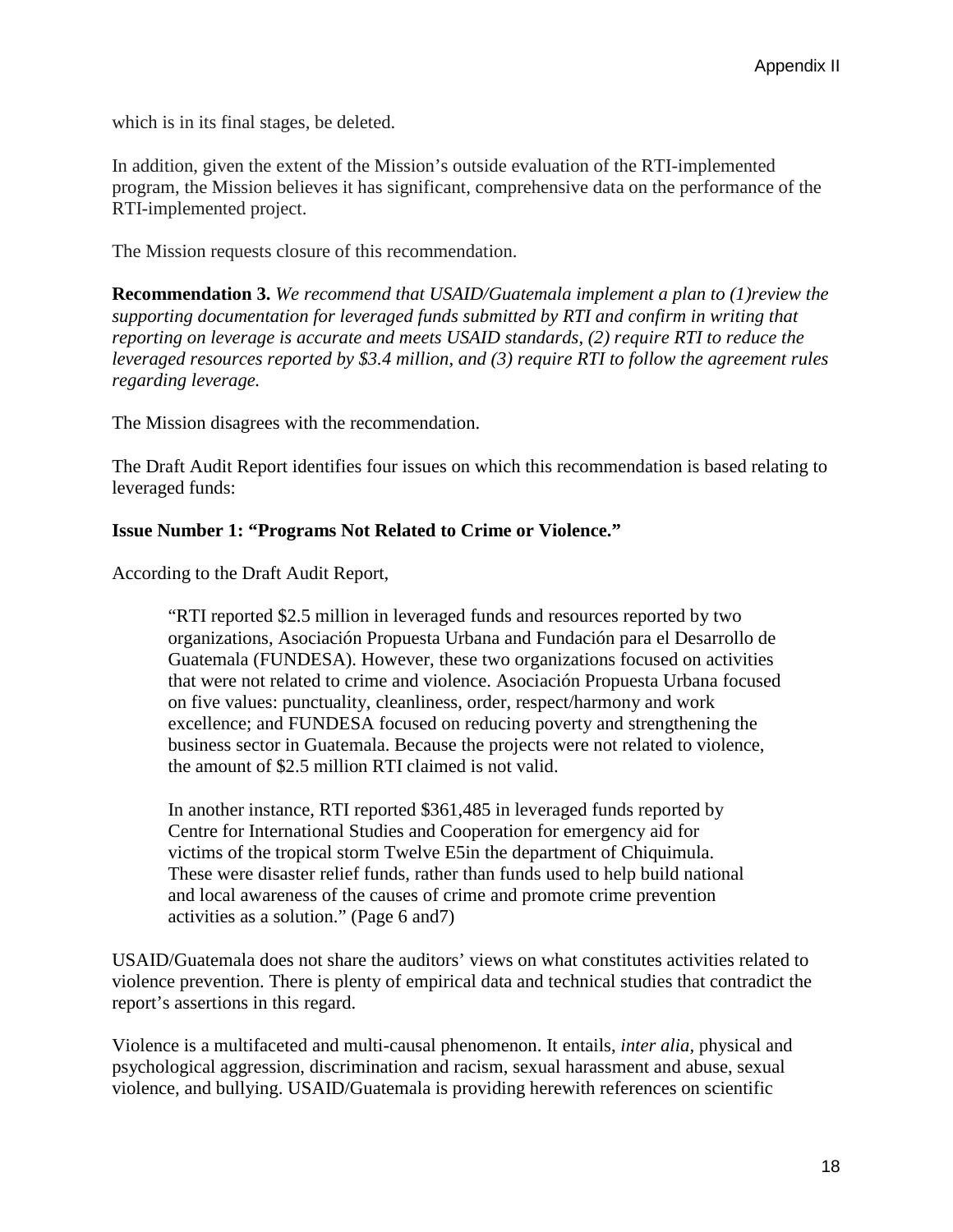which is in its final stages, be deleted.

In addition, given the extent of the Mission's outside evaluation of the RTI-implemented program, the Mission believes it has significant, comprehensive data on the performance of the RTI-implemented project.

The Mission requests closure of this recommendation.

**Recommendation 3.** *We recommend that USAID/Guatemala implement a plan to (1)review the supporting documentation for leveraged funds submitted by RTI and confirm in writing that reporting on leverage is accurate and meets USAID standards, (2) require RTI to reduce the leveraged resources reported by $3.4 million, and (3) require RTI to follow the agreement rules regarding leverage.*

The Mission disagrees with the recommendation.

The Draft Audit Report identifies four issues on which this recommendation is based relating to leveraged funds:

**Issue Number 1: "Programs Not Related to Crime or Violence."**

According to the Draft Audit Report,

> "RTI reported $2.5 million in leveraged funds and resources reported by two organizations, Asociación Propuesta Urbana and Fundación para el Desarrollo de Guatemala (FUNDESA). However, these two organizations focused on activities that were not related to crime and violence. Asociación Propuesta Urbana focused on five values: punctuality, cleanliness, order, respect/harmony and work excellence; and FUNDESA focused on reducing poverty and strengthening the business sector in Guatemala. Because the projects were not related to violence, the amount of $2.5 million RTI claimed is not valid.
>
> In another instance, RTI reported $361,485 in leveraged funds reported by Centre for International Studies and Cooperation for emergency aid for victims of the tropical storm Twelve E5in the department of Chiquimula. These were disaster relief funds, rather than funds used to help build national and local awareness of the causes of crime and promote crime prevention activities as a solution." (Page 6 and7)

USAID/Guatemala does not share the auditors' views on what constitutes activities related to violence prevention. There is plenty of empirical data and technical studies that contradict the report's assertions in this regard.

Violence is a multifaceted and multi-causal phenomenon. It entails, *inter alia*, physical and psychological aggression, discrimination and racism, sexual harassment and abuse, sexual violence, and bullying. USAID/Guatemala is providing herewith references on scientific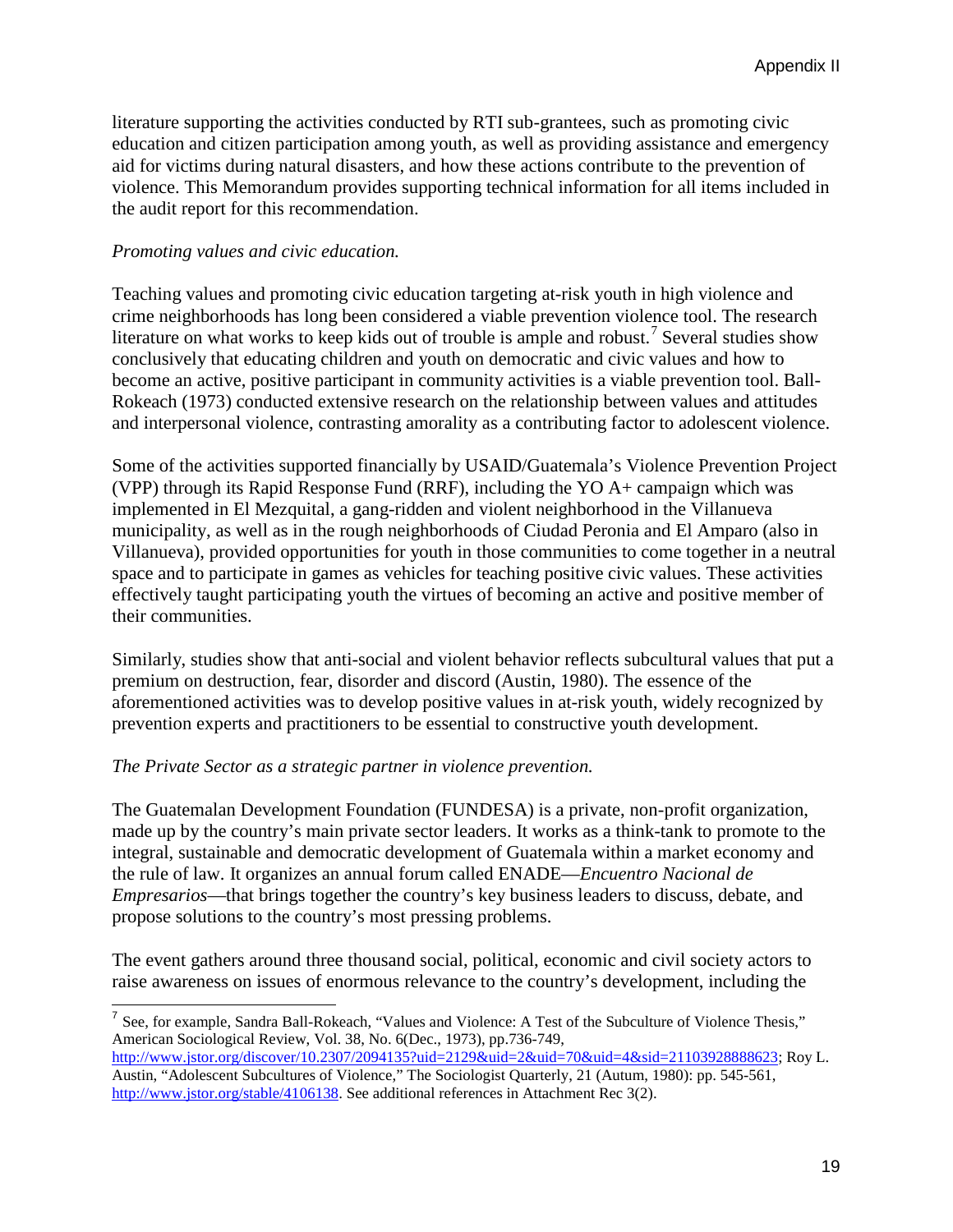literature supporting the activities conducted by RTI sub-grantees, such as promoting civic education and citizen participation among youth, as well as providing assistance and emergency aid for victims during natural disasters, and how these actions contribute to the prevention of violence. This Memorandum provides supporting technical information for all items included in the audit report for this recommendation.

*Promoting values and civic education.*

Teaching values and promoting civic education targeting at-risk youth in high violence and crime neighborhoods has long been considered a viable prevention violence tool. The research literature on what works to keep kids out of trouble is ample and robust.[7] Several studies show conclusively that educating children and youth on democratic and civic values and how to become an active, positive participant in community activities is a viable prevention tool. Ball-Rokeach (1973) conducted extensive research on the relationship between values and attitudes and interpersonal violence, contrasting amorality as a contributing factor to adolescent violence.

Some of the activities supported financially by USAID/Guatemala's Violence Prevention Project (VPP) through its Rapid Response Fund (RRF), including the YO A+ campaign which was implemented in El Mezquital, a gang-ridden and violent neighborhood in the Villanueva municipality, as well as in the rough neighborhoods of Ciudad Peronia and El Amparo (also in Villanueva), provided opportunities for youth in those communities to come together in a neutral space and to participate in games as vehicles for teaching positive civic values. These activities effectively taught participating youth the virtues of becoming an active and positive member of their communities.

Similarly, studies show that anti-social and violent behavior reflects subcultural values that put a premium on destruction, fear, disorder and discord (Austin, 1980). The essence of the aforementioned activities was to develop positive values in at-risk youth, widely recognized by prevention experts and practitioners to be essential to constructive youth development.

*The Private Sector as a strategic partner in violence prevention.*

The Guatemalan Development Foundation (FUNDESA) is a private, non-profit organization, made up by the country's main private sector leaders. It works as a think-tank to promote to the integral, sustainable and democratic development of Guatemala within a market economy and the rule of law. It organizes an annual forum called ENADE—*Encuentro Nacional de Empresarios*—that brings together the country's key business leaders to discuss, debate, and propose solutions to the country's most pressing problems.

The event gathers around three thousand social, political, economic and civil society actors to raise awareness on issues of enormous relevance to the country's development, including the

---

[7] See, for example, Sandra Ball-Rokeach, "Values and Violence: A Test of the Subculture of Violence Thesis," American Sociological Review, Vol. 38, No. 6(Dec., 1973), pp.736-749, http://www.jstor.org/discover/10.2307/2094135?uid=2129&uid=2&uid=70&uid=4&sid=21103928888623; Roy L. Austin, "Adolescent Subcultures of Violence," The Sociologist Quarterly, 21 (Autum, 1980): pp. 545-561, http://www.jstor.org/stable/4106138. See additional references in Attachment Rec 3(2).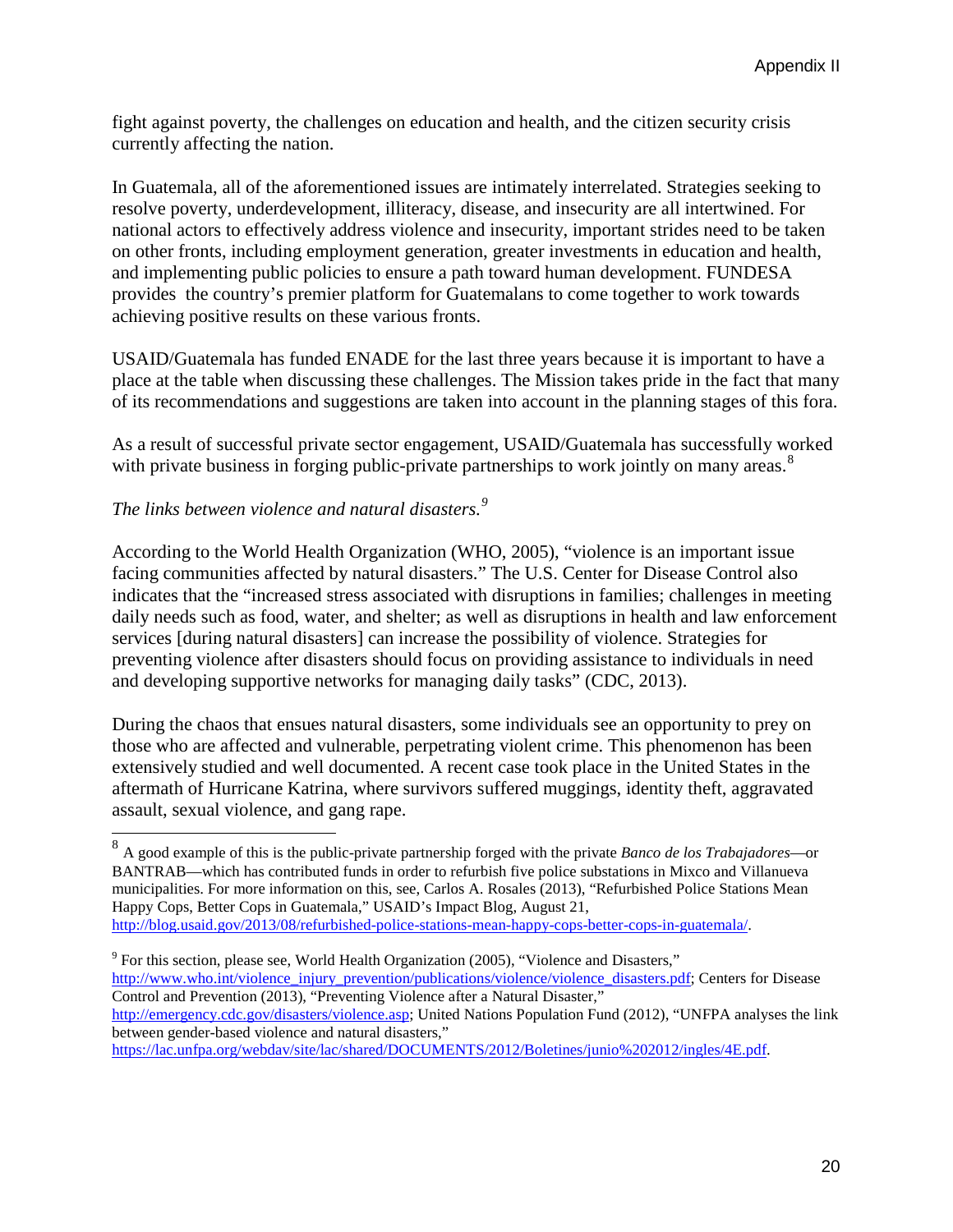fight against poverty, the challenges on education and health, and the citizen security crisis currently affecting the nation.

In Guatemala, all of the aforementioned issues are intimately interrelated. Strategies seeking to resolve poverty, underdevelopment, illiteracy, disease, and insecurity are all intertwined. For national actors to effectively address violence and insecurity, important strides need to be taken on other fronts, including employment generation, greater investments in education and health, and implementing public policies to ensure a path toward human development. FUNDESA provides the country's premier platform for Guatemalans to come together to work towards achieving positive results on these various fronts.

USAID/Guatemala has funded ENADE for the last three years because it is important to have a place at the table when discussing these challenges. The Mission takes pride in the fact that many of its recommendations and suggestions are taken into account in the planning stages of this fora.

As a result of successful private sector engagement, USAID/Guatemala has successfully worked with private business in forging public-private partnerships to work jointly on many areas.[8]

*The links between violence and natural disasters.*[9]

According to the World Health Organization (WHO, 2005), "violence is an important issue facing communities affected by natural disasters." The U.S. Center for Disease Control also indicates that the "increased stress associated with disruptions in families; challenges in meeting daily needs such as food, water, and shelter; as well as disruptions in health and law enforcement services [during natural disasters] can increase the possibility of violence. Strategies for preventing violence after disasters should focus on providing assistance to individuals in need and developing supportive networks for managing daily tasks" (CDC, 2013).

During the chaos that ensues natural disasters, some individuals see an opportunity to prey on those who are affected and vulnerable, perpetrating violent crime. This phenomenon has been extensively studied and well documented. A recent case took place in the United States in the aftermath of Hurricane Katrina, where survivors suffered muggings, identity theft, aggravated assault, sexual violence, and gang rape.

---

[8] A good example of this is the public-private partnership forged with the private *Banco de los Trabajadores*—or BANTRAB—which has contributed funds in order to refurbish five police substations in Mixco and Villanueva municipalities. For more information on this, see, Carlos A. Rosales (2013), "Refurbished Police Stations Mean Happy Cops, Better Cops in Guatemala," USAID's Impact Blog, August 21, http://blog.usaid.gov/2013/08/refurbished-police-stations-mean-happy-cops-better-cops-in-guatemala/.

[9] For this section, please see, World Health Organization (2005), "Violence and Disasters," http://www.who.int/violence_injury_prevention/publications/violence/violence_disasters.pdf; Centers for Disease Control and Prevention (2013), "Preventing Violence after a Natural Disaster," http://emergency.cdc.gov/disasters/violence.asp; United Nations Population Fund (2012), "UNFPA analyses the link between gender-based violence and natural disasters," https://lac.unfpa.org/webdav/site/lac/shared/DOCUMENTS/2012/Boletines/junio%202012/ingles/4E.pdf.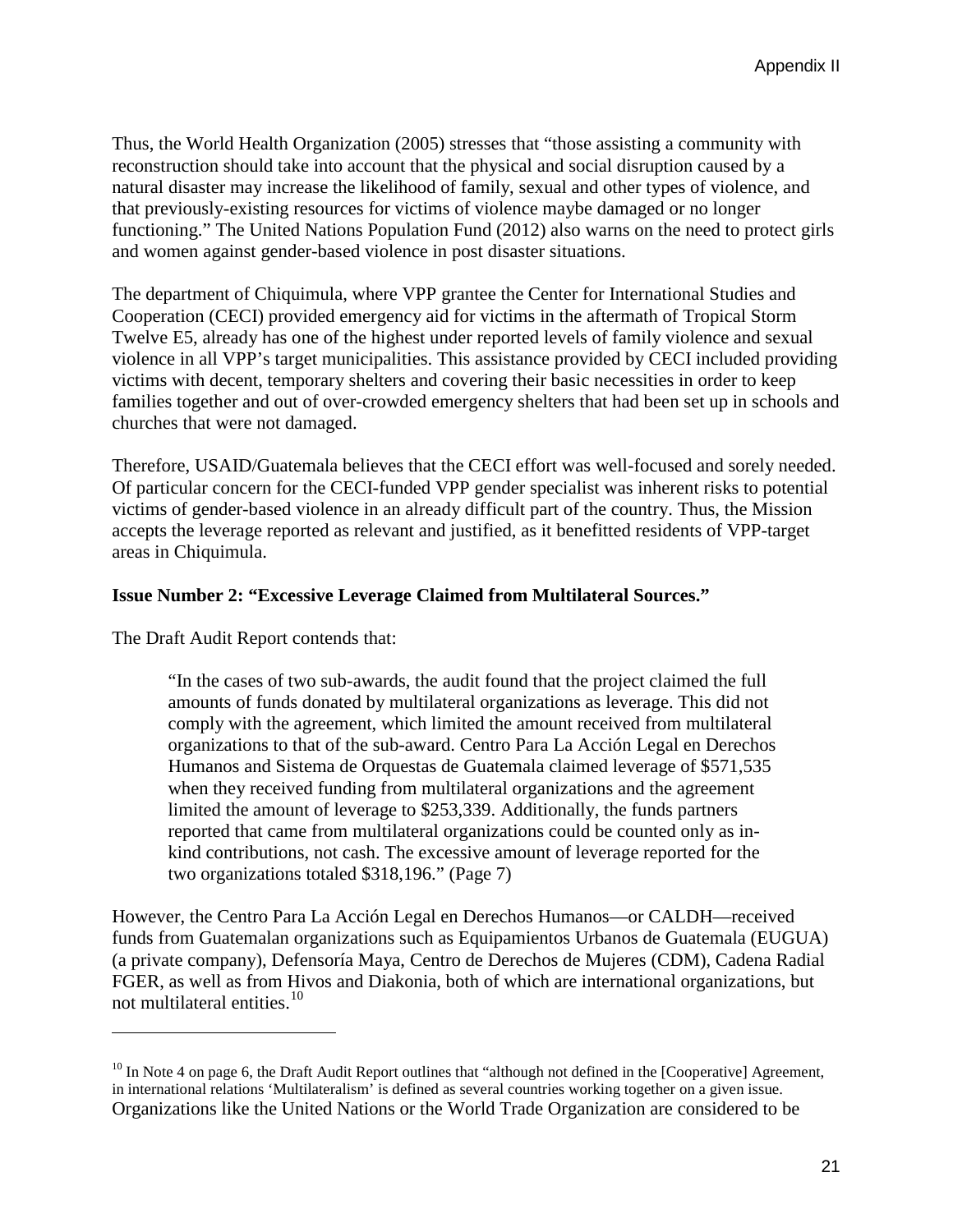Thus, the World Health Organization (2005) stresses that "those assisting a community with reconstruction should take into account that the physical and social disruption caused by a natural disaster may increase the likelihood of family, sexual and other types of violence, and that previously-existing resources for victims of violence maybe damaged or no longer functioning." The United Nations Population Fund (2012) also warns on the need to protect girls and women against gender-based violence in post disaster situations.

The department of Chiquimula, where VPP grantee the Center for International Studies and Cooperation (CECI) provided emergency aid for victims in the aftermath of Tropical Storm Twelve E5, already has one of the highest under reported levels of family violence and sexual violence in all VPP's target municipalities. This assistance provided by CECI included providing victims with decent, temporary shelters and covering their basic necessities in order to keep families together and out of over-crowded emergency shelters that had been set up in schools and churches that were not damaged.

Therefore, USAID/Guatemala believes that the CECI effort was well-focused and sorely needed. Of particular concern for the CECI-funded VPP gender specialist was inherent risks to potential victims of gender-based violence in an already difficult part of the country. Thus, the Mission accepts the leverage reported as relevant and justified, as it benefitted residents of VPP-target areas in Chiquimula.

**Issue Number 2: "Excessive Leverage Claimed from Multilateral Sources."**

The Draft Audit Report contends that:

> "In the cases of two sub-awards, the audit found that the project claimed the full amounts of funds donated by multilateral organizations as leverage. This did not comply with the agreement, which limited the amount received from multilateral organizations to that of the sub-award. Centro Para La Acción Legal en Derechos Humanos and Sistema de Orquestas de Guatemala claimed leverage of $571,535 when they received funding from multilateral organizations and the agreement limited the amount of leverage to $253,339. Additionally, the funds partners reported that came from multilateral organizations could be counted only as in-kind contributions, not cash. The excessive amount of leverage reported for the two organizations totaled $318,196." (Page 7)

However, the Centro Para La Acción Legal en Derechos Humanos—or CALDH—received funds from Guatemalan organizations such as Equipamientos Urbanos de Guatemala (EUGUA) (a private company), Defensoría Maya, Centro de Derechos de Mujeres (CDM), Cadena Radial FGER, as well as from Hivos and Diakonia, both of which are international organizations, but not multilateral entities.[10]

---

[10] In Note 4 on page 6, the Draft Audit Report outlines that "although not defined in the [Cooperative] Agreement, in international relations 'Multilateralism' is defined as several countries working together on a given issue. Organizations like the United Nations or the World Trade Organization are considered to be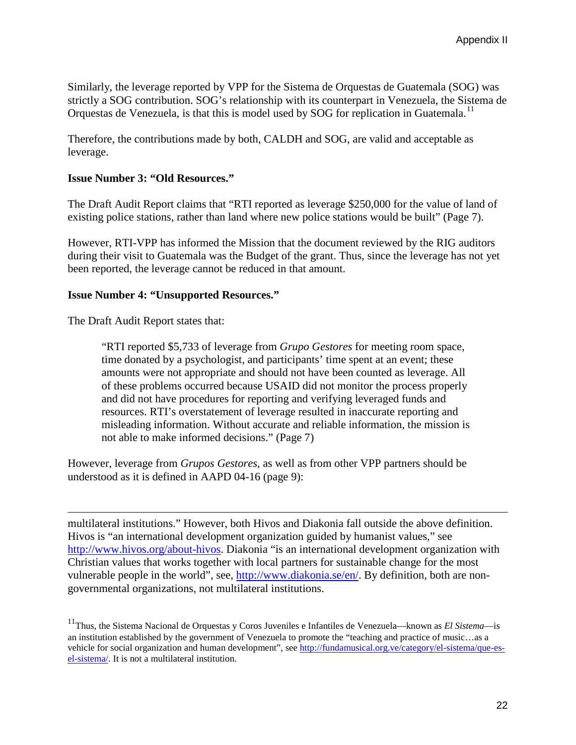Similarly, the leverage reported by VPP for the Sistema de Orquestas de Guatemala (SOG) was strictly a SOG contribution. SOG's relationship with its counterpart in Venezuela, the Sistema de Orquestas de Venezuela, is that this is model used by SOG for replication in Guatemala.[11]

Therefore, the contributions made by both, CALDH and SOG, are valid and acceptable as leverage.

**Issue Number 3: "Old Resources."**

The Draft Audit Report claims that "RTI reported as leverage $250,000 for the value of land of existing police stations, rather than land where new police stations would be built" (Page 7).

However, RTI-VPP has informed the Mission that the document reviewed by the RIG auditors during their visit to Guatemala was the Budget of the grant. Thus, since the leverage has not yet been reported, the leverage cannot be reduced in that amount.

**Issue Number 4: "Unsupported Resources."**

The Draft Audit Report states that:

> "RTI reported $5,733 of leverage from *Grupo Gestores* for meeting room space, time donated by a psychologist, and participants' time spent at an event; these amounts were not appropriate and should not have been counted as leverage. All of these problems occurred because USAID did not monitor the process properly and did not have procedures for reporting and verifying leveraged funds and resources. RTI's overstatement of leverage resulted in inaccurate reporting and misleading information. Without accurate and reliable information, the mission is not able to make informed decisions." (Page 7)

However, leverage from *Grupos Gestores,* as well as from other VPP partners should be understood as it is defined in AAPD 04-16 (page 9):

---

multilateral institutions." However, both Hivos and Diakonia fall outside the above definition. Hivos is "an international development organization guided by humanist values," see http://www.hivos.org/about-hivos. Diakonia "is an international development organization with Christian values that works together with local partners for sustainable change for the most vulnerable people in the world", see http://www.diakonia.se/en/. By definition, both are non-governmental organizations, not multilateral institutions.

[11] Thus, the Sistema Nacional de Orquestas y Coros Juveniles e Infantiles de Venezuela—known as *El Sistema*—is an institution established by the government of Venezuela to promote the "teaching and practice of music…as a vehicle for social organization and human development", see http://fundamusical.org.ve/category/el-sistema/que-es-el-sistema/. It is not a multilateral institution.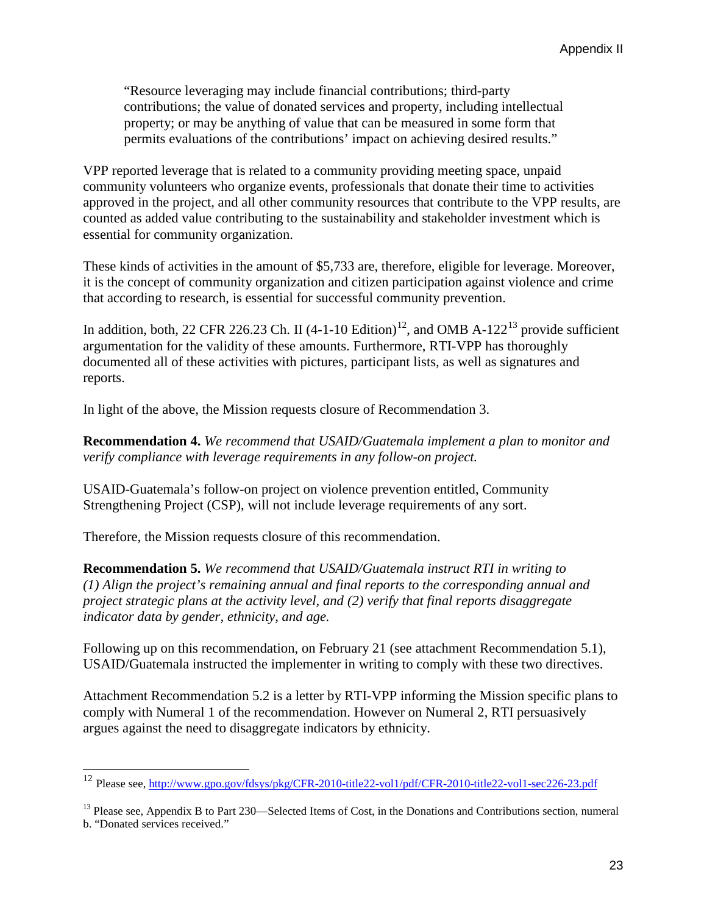> "Resource leveraging may include financial contributions; third-party contributions; the value of donated services and property, including intellectual property; or may be anything of value that can be measured in some form that permits evaluations of the contributions' impact on achieving desired results."

VPP reported leverage that is related to a community providing meeting space, unpaid community volunteers who organize events, professionals that donate their time to activities approved in the project, and all other community resources that contribute to the VPP results, are counted as added value contributing to the sustainability and stakeholder investment which is essential for community organization.

These kinds of activities in the amount of $5,733 are, therefore, eligible for leverage. Moreover, it is the concept of community organization and citizen participation against violence and crime that according to research, is essential for successful community prevention.

In addition, both, 22 CFR 226.23 Ch. II (4-1-10 Edition)[12], and OMB A-122[13] provide sufficient argumentation for the validity of these amounts. Furthermore, RTI-VPP has thoroughly documented all of these activities with pictures, participant lists, as well as signatures and reports.

In light of the above, the Mission requests closure of Recommendation 3.

**Recommendation 4.** *We recommend that USAID/Guatemala implement a plan to monitor and verify compliance with leverage requirements in any follow-on project.*

USAID-Guatemala's follow-on project on violence prevention entitled, Community Strengthening Project (CSP), will not include leverage requirements of any sort.

Therefore, the Mission requests closure of this recommendation.

**Recommendation 5.** *We recommend that USAID/Guatemala instruct RTI in writing to (1) Align the project's remaining annual and final reports to the corresponding annual and project strategic plans at the activity level, and (2) verify that final reports disaggregate indicator data by gender, ethnicity, and age.*

Following up on this recommendation, on February 21 (see attachment Recommendation 5.1), USAID/Guatemala instructed the implementer in writing to comply with these two directives.

Attachment Recommendation 5.2 is a letter by RTI-VPP informing the Mission specific plans to comply with Numeral 1 of the recommendation. However on Numeral 2, RTI persuasively argues against the need to disaggregate indicators by ethnicity.

---

[12] Please see, http://www.gpo.gov/fdsys/pkg/CFR-2010-title22-vol1/pdf/CFR-2010-title22-vol1-sec226-23.pdf

[13] Please see, Appendix B to Part 230—Selected Items of Cost, in the Donations and Contributions section, numeral b. "Donated services received."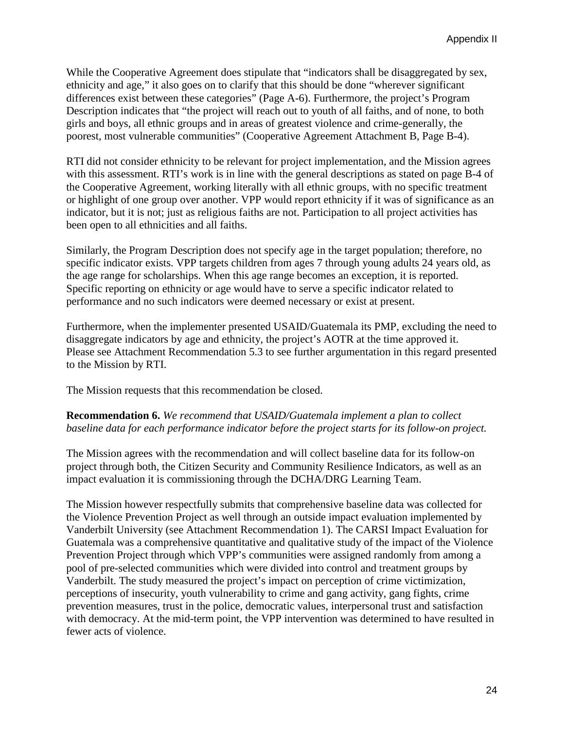While the Cooperative Agreement does stipulate that "indicators shall be disaggregated by sex, ethnicity and age," it also goes on to clarify that this should be done "wherever significant differences exist between these categories" (Page A-6). Furthermore, the project's Program Description indicates that "the project will reach out to youth of all faiths, and of none, to both girls and boys, all ethnic groups and in areas of greatest violence and crime-generally, the poorest, most vulnerable communities" (Cooperative Agreement Attachment B, Page B-4).

RTI did not consider ethnicity to be relevant for project implementation, and the Mission agrees with this assessment. RTI's work is in line with the general descriptions as stated on page B-4 of the Cooperative Agreement, working literally with all ethnic groups, with no specific treatment or highlight of one group over another. VPP would report ethnicity if it was of significance as an indicator, but it is not; just as religious faiths are not. Participation to all project activities has been open to all ethnicities and all faiths.

Similarly, the Program Description does not specify age in the target population; therefore, no specific indicator exists. VPP targets children from ages 7 through young adults 24 years old, as the age range for scholarships. When this age range becomes an exception, it is reported. Specific reporting on ethnicity or age would have to serve a specific indicator related to performance and no such indicators were deemed necessary or exist at present.

Furthermore, when the implementer presented USAID/Guatemala its PMP, excluding the need to disaggregate indicators by age and ethnicity, the project's AOTR at the time approved it. Please see Attachment Recommendation 5.3 to see further argumentation in this regard presented to the Mission by RTI.

The Mission requests that this recommendation be closed.

**Recommendation 6.** *We recommend that USAID/Guatemala implement a plan to collect baseline data for each performance indicator before the project starts for its follow-on project.*

The Mission agrees with the recommendation and will collect baseline data for its follow-on project through both, the Citizen Security and Community Resilience Indicators, as well as an impact evaluation it is commissioning through the DCHA/DRG Learning Team.

The Mission however respectfully submits that comprehensive baseline data was collected for the Violence Prevention Project as well through an outside impact evaluation implemented by Vanderbilt University (see Attachment Recommendation 1). The CARSI Impact Evaluation for Guatemala was a comprehensive quantitative and qualitative study of the impact of the Violence Prevention Project through which VPP's communities were assigned randomly from among a pool of pre-selected communities which were divided into control and treatment groups by Vanderbilt. The study measured the project's impact on perception of crime victimization, perceptions of insecurity, youth vulnerability to crime and gang activity, gang fights, crime prevention measures, trust in the police, democratic values, interpersonal trust and satisfaction with democracy. At the mid-term point, the VPP intervention was determined to have resulted in fewer acts of violence.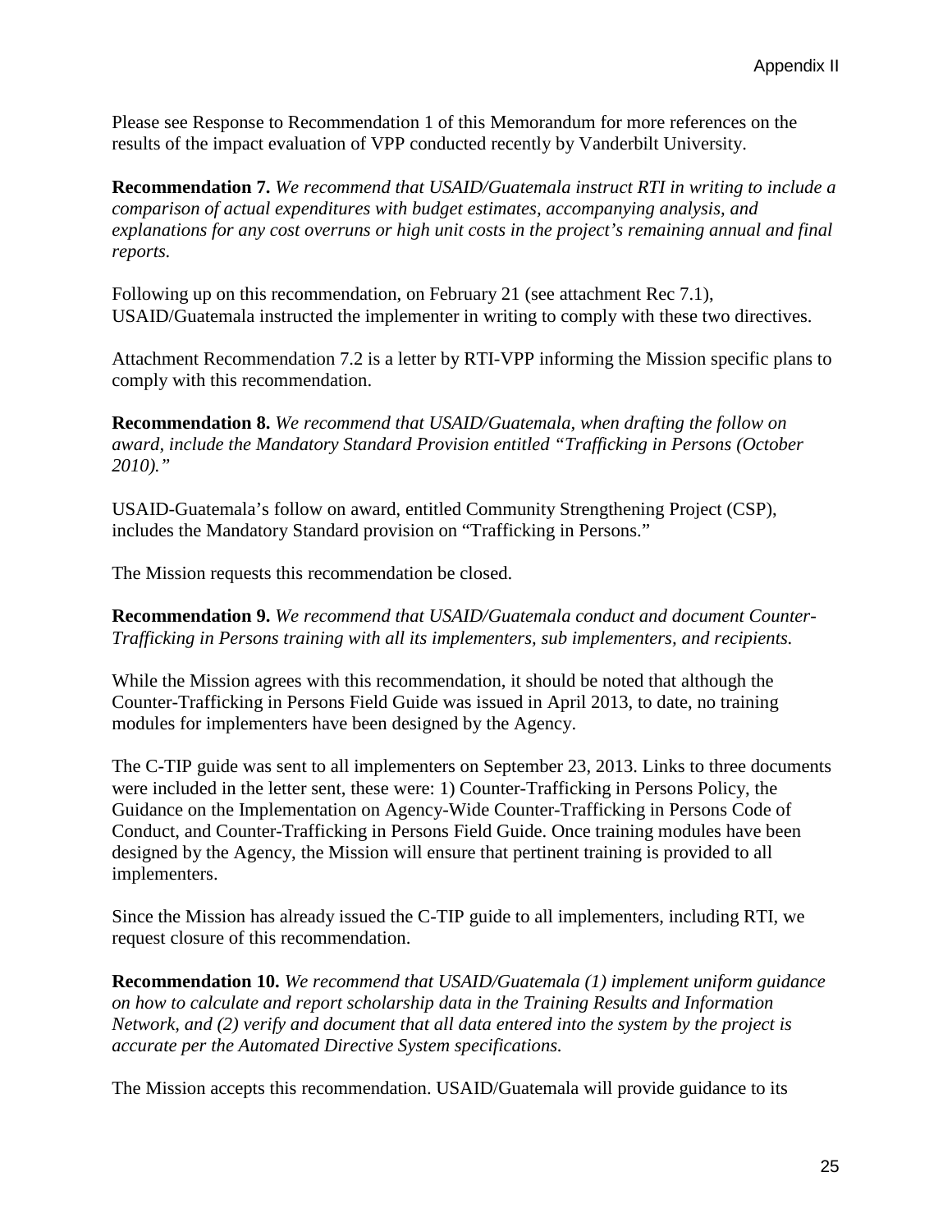Please see Response to Recommendation 1 of this Memorandum for more references on the results of the impact evaluation of VPP conducted recently by Vanderbilt University.

**Recommendation 7.** *We recommend that USAID/Guatemala instruct RTI in writing to include a comparison of actual expenditures with budget estimates, accompanying analysis, and explanations for any cost overruns or high unit costs in the project's remaining annual and final reports.*

Following up on this recommendation, on February 21 (see attachment Rec 7.1), USAID/Guatemala instructed the implementer in writing to comply with these two directives.

Attachment Recommendation 7.2 is a letter by RTI-VPP informing the Mission specific plans to comply with this recommendation.

**Recommendation 8.** *We recommend that USAID/Guatemala, when drafting the follow on award, include the Mandatory Standard Provision entitled "Trafficking in Persons (October 2010)."*

USAID-Guatemala's follow on award, entitled Community Strengthening Project (CSP), includes the Mandatory Standard provision on "Trafficking in Persons."

The Mission requests this recommendation be closed.

**Recommendation 9.** *We recommend that USAID/Guatemala conduct and document Counter-Trafficking in Persons training with all its implementers, sub implementers, and recipients.*

While the Mission agrees with this recommendation, it should be noted that although the Counter-Trafficking in Persons Field Guide was issued in April 2013, to date, no training modules for implementers have been designed by the Agency.

The C-TIP guide was sent to all implementers on September 23, 2013. Links to three documents were included in the letter sent, these were: 1) Counter-Trafficking in Persons Policy, the Guidance on the Implementation on Agency-Wide Counter-Trafficking in Persons Code of Conduct, and Counter-Trafficking in Persons Field Guide. Once training modules have been designed by the Agency, the Mission will ensure that pertinent training is provided to all implementers.

Since the Mission has already issued the C-TIP guide to all implementers, including RTI, we request closure of this recommendation.

**Recommendation 10.** *We recommend that USAID/Guatemala (1) implement uniform guidance on how to calculate and report scholarship data in the Training Results and Information Network, and (2) verify and document that all data entered into the system by the project is accurate per the Automated Directive System specifications.*

The Mission accepts this recommendation. USAID/Guatemala will provide guidance to its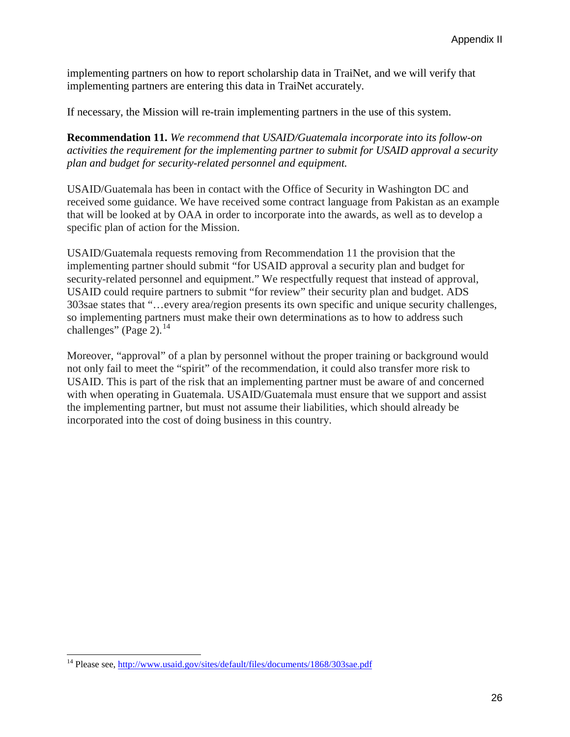implementing partners on how to report scholarship data in TraiNet, and we will verify that implementing partners are entering this data in TraiNet accurately.

If necessary, the Mission will re-train implementing partners in the use of this system.

**Recommendation 11.** *We recommend that USAID/Guatemala incorporate into its follow-on activities the requirement for the implementing partner to submit for USAID approval a security plan and budget for security-related personnel and equipment.*

USAID/Guatemala has been in contact with the Office of Security in Washington DC and received some guidance. We have received some contract language from Pakistan as an example that will be looked at by OAA in order to incorporate into the awards, as well as to develop a specific plan of action for the Mission.

USAID/Guatemala requests removing from Recommendation 11 the provision that the implementing partner should submit "for USAID approval a security plan and budget for security-related personnel and equipment." We respectfully request that instead of approval, USAID could require partners to submit "for review" their security plan and budget. ADS 303sae states that "…every area/region presents its own specific and unique security challenges, so implementing partners must make their own determinations as to how to address such challenges" (Page 2).[14]

Moreover, "approval" of a plan by personnel without the proper training or background would not only fail to meet the "spirit" of the recommendation, it could also transfer more risk to USAID. This is part of the risk that an implementing partner must be aware of and concerned with when operating in Guatemala. USAID/Guatemala must ensure that we support and assist the implementing partner, but must not assume their liabilities, which should already be incorporated into the cost of doing business in this country.

---

[14] Please see, http://www.usaid.gov/sites/default/files/documents/1868/303sae.pdf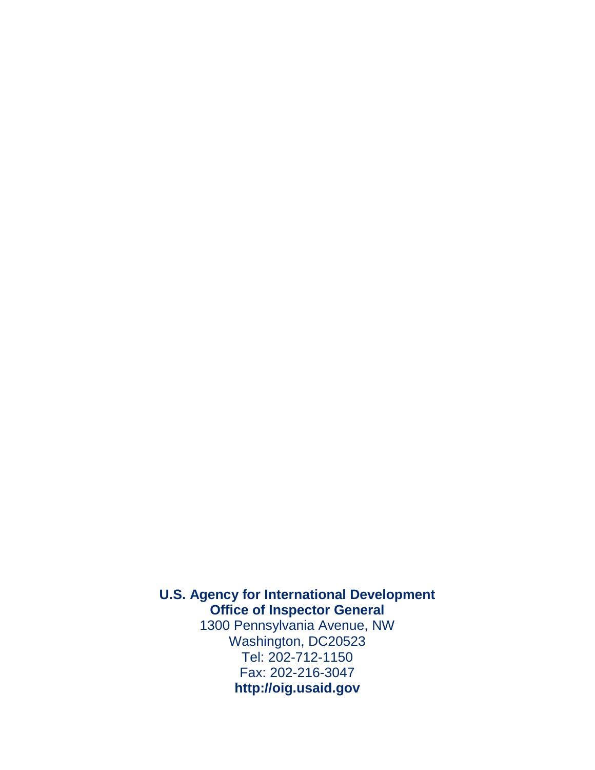**U.S. Agency for International Development**
**Office of Inspector General**
1300 Pennsylvania Avenue, NW
Washington, DC20523
Tel: 202-712-1150
Fax: 202-216-3047
**http://oig.usaid.gov**